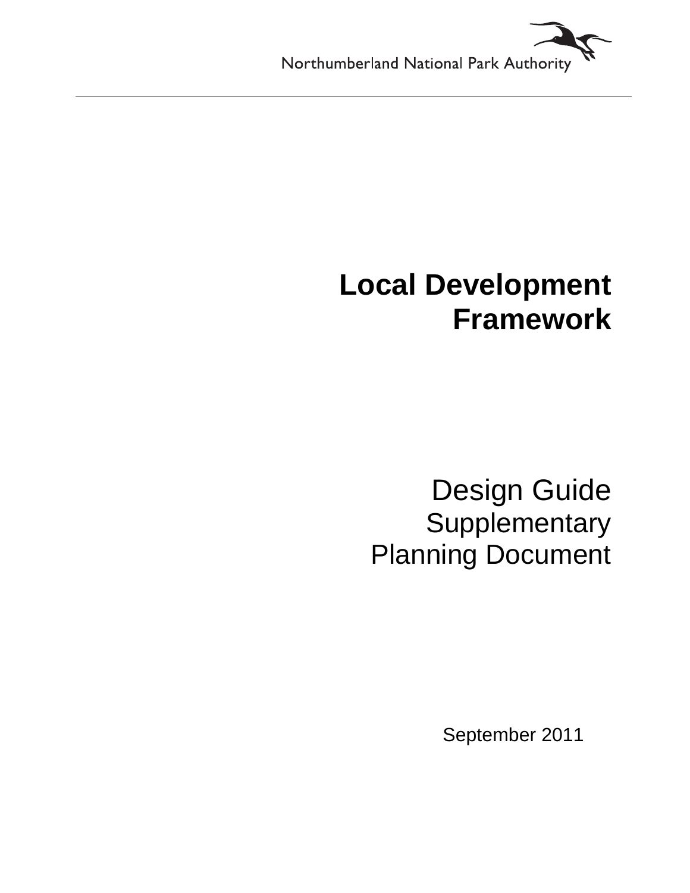Northumberland National Park Authority

# Local Development Framework

## Design Guide Supplementary Planning Document

September 2011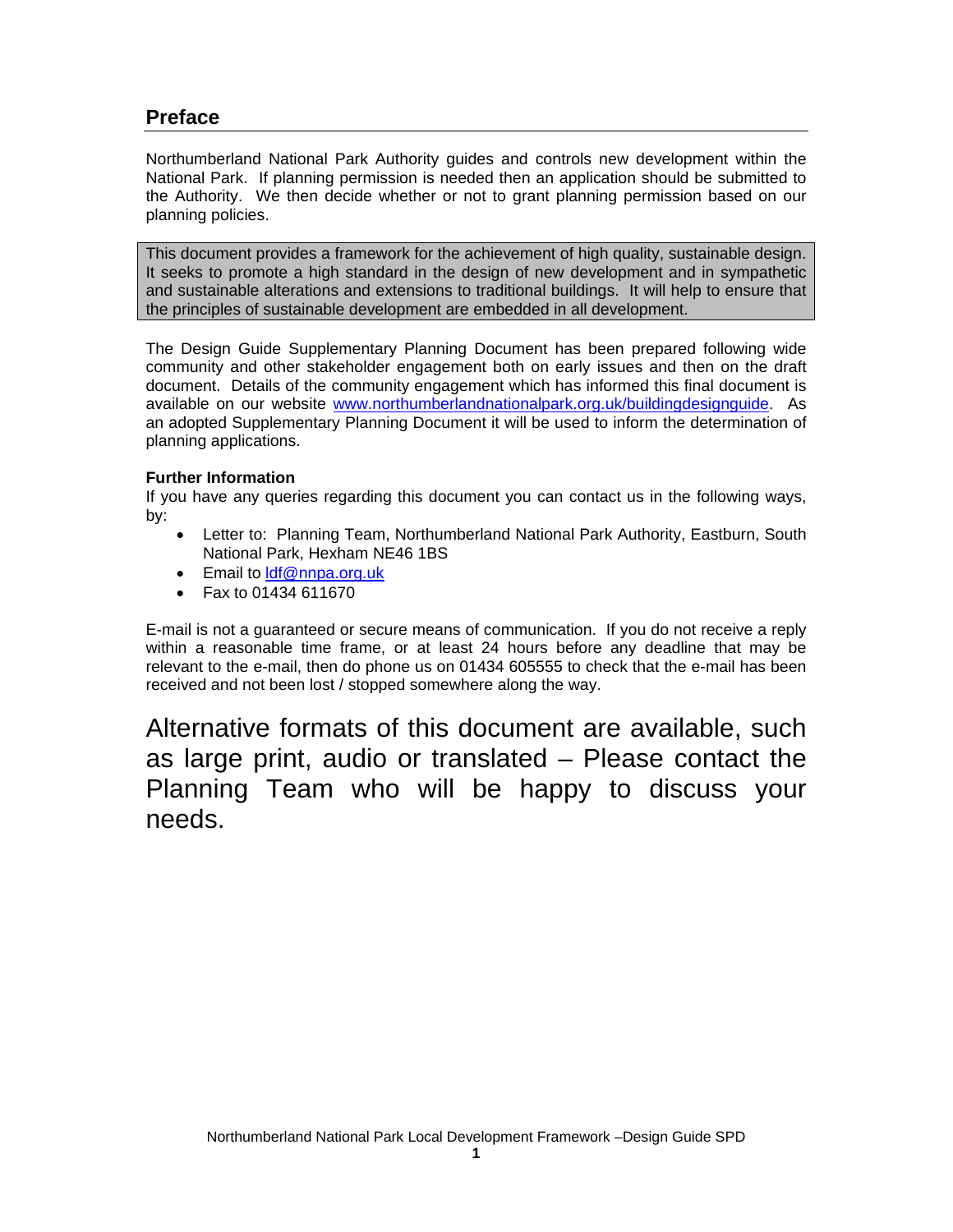## Preface

Northumberland National Park Authority guides and controls new development within the National Park. If planning permission is needed then an application should be submitted to the Authority. We then decide whether or not to grant planning permission based on our planning policies.

> This document provides a framework for the achievement of high quality, sustainable design. It seeks to promote a high standard in the design of new development and in sympathetic and sustainable alterations and extensions to traditional buildings. It will help to ensure that the principles of sustainable development are embedded in all development.

The Design Guide Supplementary Planning Document has been prepared following wide community and other stakeholder engagement both on early issues and then on the draft document. Details of the community engagement which has informed this final document is available on our website [www.northumberlandnationalpark.org.uk/buildingdesignguide](www.northumberlandnationalpark.org.uk/buildingdesignguide). As an adopted Supplementary Planning Document it will be used to inform the determination of planning applications.

**Further Information**

If you have any queries regarding this document you can contact us in the following ways, by:

- Letter to: Planning Team, Northumberland National Park Authority, Eastburn, South National Park, Hexham NE46 1BS
- Email to [ldf@nnpa.org.uk](mailto:ldf@nnpa.org.uk)
- Fax to 01434 611670

E-mail is not a guaranteed or secure means of communication. If you do not receive a reply within a reasonable time frame, or at least 24 hours before any deadline that may be relevant to the e-mail, then do phone us on 01434 605555 to check that the e-mail has been received and not been lost / stopped somewhere along the way.

### Alternative formats of this document are available, such as large print, audio or translated – Please contact the Planning Team who will be happy to discuss your needs.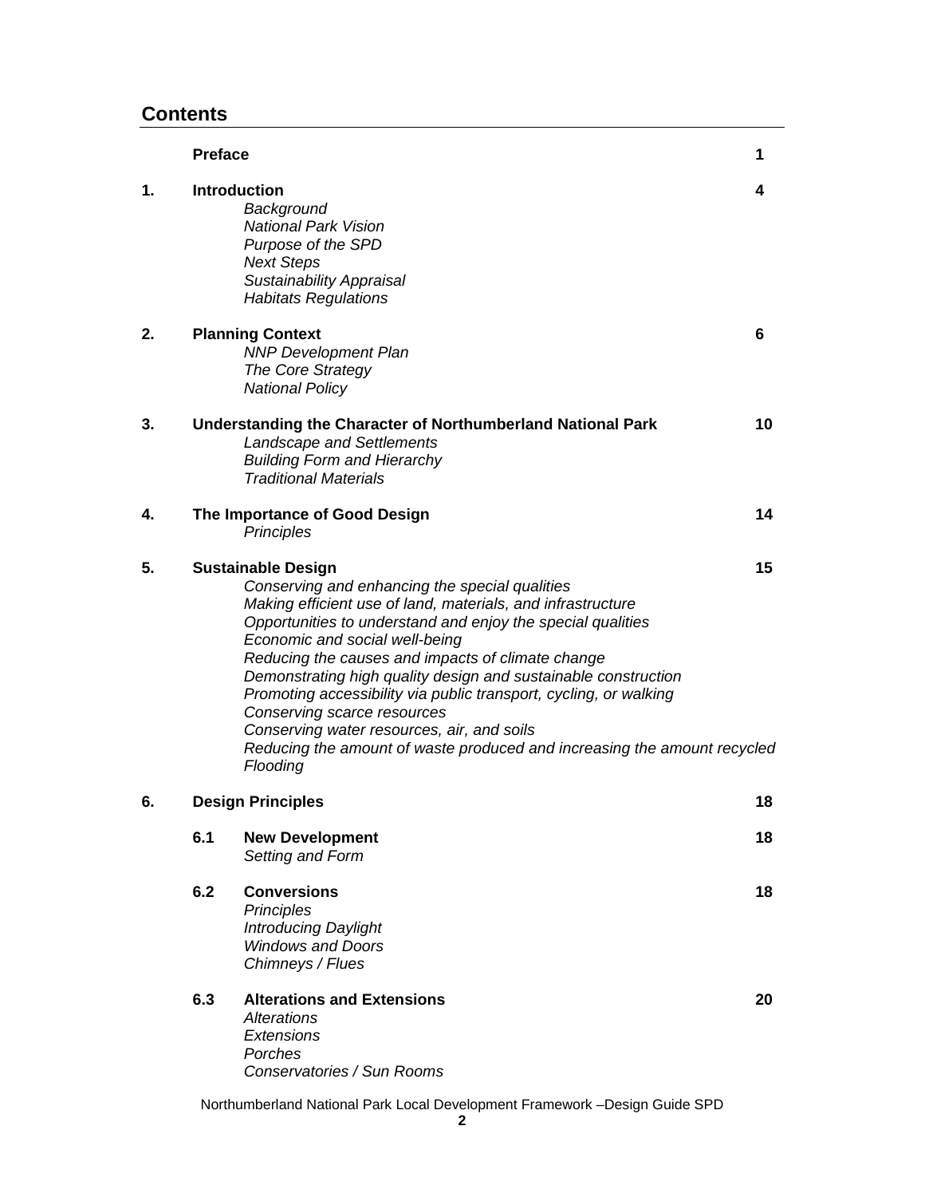## Contents

| | | Page |
|---|---|---|
| | **Preface** | **1** |
| **1.** | **Introduction**<br>*Background*<br>*National Park Vision*<br>*Purpose of the SPD*<br>*Next Steps*<br>*Sustainability Appraisal*<br>*Habitats Regulations* | **4** |
| **2.** | **Planning Context**<br>*NNP Development Plan*<br>*The Core Strategy*<br>*National Policy* | **6** |
| **3.** | **Understanding the Character of Northumberland National Park**<br>*Landscape and Settlements*<br>*Building Form and Hierarchy*<br>*Traditional Materials* | **10** |
| **4.** | **The Importance of Good Design**<br>*Principles* | **14** |
| **5.** | **Sustainable Design**<br>*Conserving and enhancing the special qualities*<br>*Making efficient use of land, materials, and infrastructure*<br>*Opportunities to understand and enjoy the special qualities*<br>*Economic and social well-being*<br>*Reducing the causes and impacts of climate change*<br>*Demonstrating high quality design and sustainable construction*<br>*Promoting accessibility via public transport, cycling, or walking*<br>*Conserving scarce resources*<br>*Conserving water resources, air, and soils*<br>*Reducing the amount of waste produced and increasing the amount recycled*<br>*Flooding* | **15** |
| **6.** | **Design Principles** | **18** |
| | **6.1 New Development**<br>*Setting and Form* | **18** |
| | **6.2 Conversions**<br>*Principles*<br>*Introducing Daylight*<br>*Windows and Doors*<br>*Chimneys / Flues* | **18** |
| | **6.3 Alterations and Extensions**<br>*Alterations*<br>*Extensions*<br>*Porches*<br>*Conservatories / Sun Rooms* | **20** |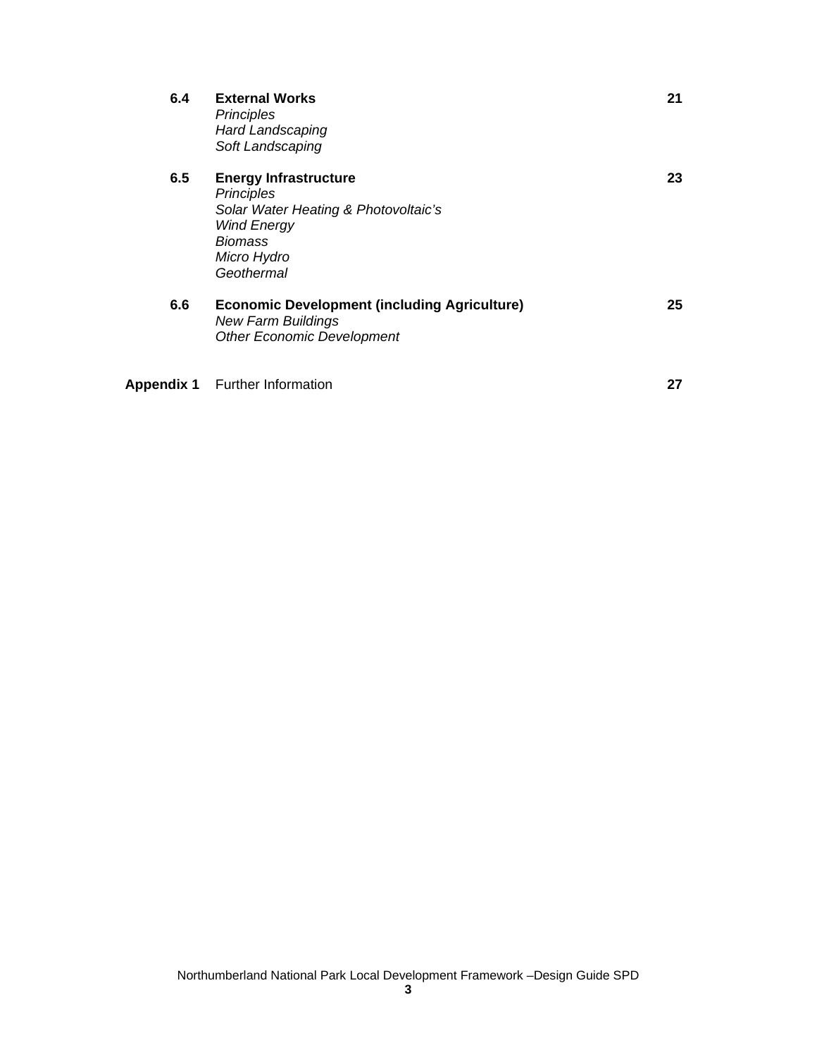| | | |
|---|---|---|
| **6.4** | **External Works**<br>*Principles*<br>*Hard Landscaping*<br>*Soft Landscaping* | **21** |
| **6.5** | **Energy Infrastructure**<br>*Principles*<br>*Solar Water Heating & Photovoltaic's*<br>*Wind Energy*<br>*Biomass*<br>*Micro Hydro*<br>*Geothermal* | **23** |
| **6.6** | **Economic Development (including Agriculture)**<br>*New Farm Buildings*<br>*Other Economic Development* | **25** |
| **Appendix 1** | Further Information | **27** |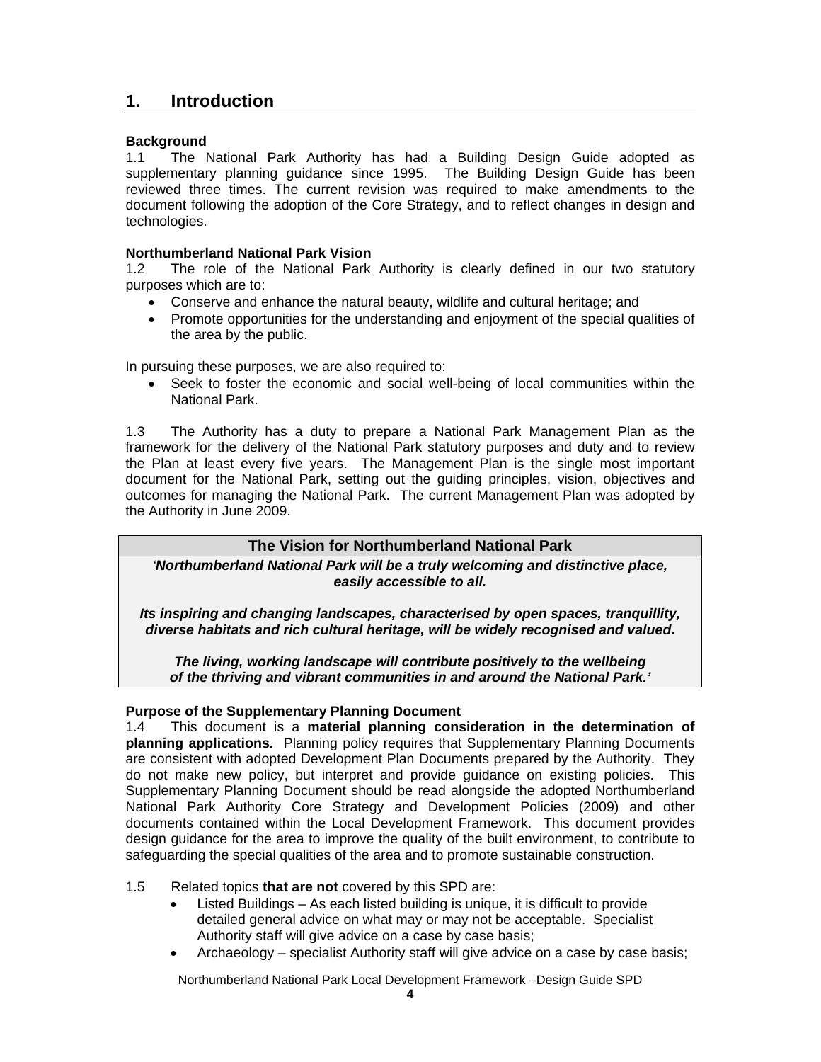# 1. Introduction

### Background

1.1 The National Park Authority has had a Building Design Guide adopted as supplementary planning guidance since 1995. The Building Design Guide has been reviewed three times. The current revision was required to make amendments to the document following the adoption of the Core Strategy, and to reflect changes in design and technologies.

### Northumberland National Park Vision

1.2 The role of the National Park Authority is clearly defined in our two statutory purposes which are to:

- Conserve and enhance the natural beauty, wildlife and cultural heritage; and
- Promote opportunities for the understanding and enjoyment of the special qualities of the area by the public.

In pursuing these purposes, we are also required to:

- Seek to foster the economic and social well-being of local communities within the National Park.

1.3 The Authority has a duty to prepare a National Park Management Plan as the framework for the delivery of the National Park statutory purposes and duty and to review the Plan at least every five years. The Management Plan is the single most important document for the National Park, setting out the guiding principles, vision, objectives and outcomes for managing the National Park. The current Management Plan was adopted by the Authority in June 2009.

| The Vision for Northumberland National Park |
|---|
| *'Northumberland National Park will be a truly welcoming and distinctive place, easily accessible to all.*<br><br>*Its inspiring and changing landscapes, characterised by open spaces, tranquillity, diverse habitats and rich cultural heritage, will be widely recognised and valued.*<br><br>*The living, working landscape will contribute positively to the wellbeing of the thriving and vibrant communities in and around the National Park.'* |

### Purpose of the Supplementary Planning Document

1.4 This document is a **material planning consideration in the determination of planning applications.** Planning policy requires that Supplementary Planning Documents are consistent with adopted Development Plan Documents prepared by the Authority. They do not make new policy, but interpret and provide guidance on existing policies. This Supplementary Planning Document should be read alongside the adopted Northumberland National Park Authority Core Strategy and Development Policies (2009) and other documents contained within the Local Development Framework. This document provides design guidance for the area to improve the quality of the built environment, to contribute to safeguarding the special qualities of the area and to promote sustainable construction.

1.5 Related topics **that are not** covered by this SPD are:

- Listed Buildings – As each listed building is unique, it is difficult to provide detailed general advice on what may or may not be acceptable. Specialist Authority staff will give advice on a case by case basis;
- Archaeology – specialist Authority staff will give advice on a case by case basis;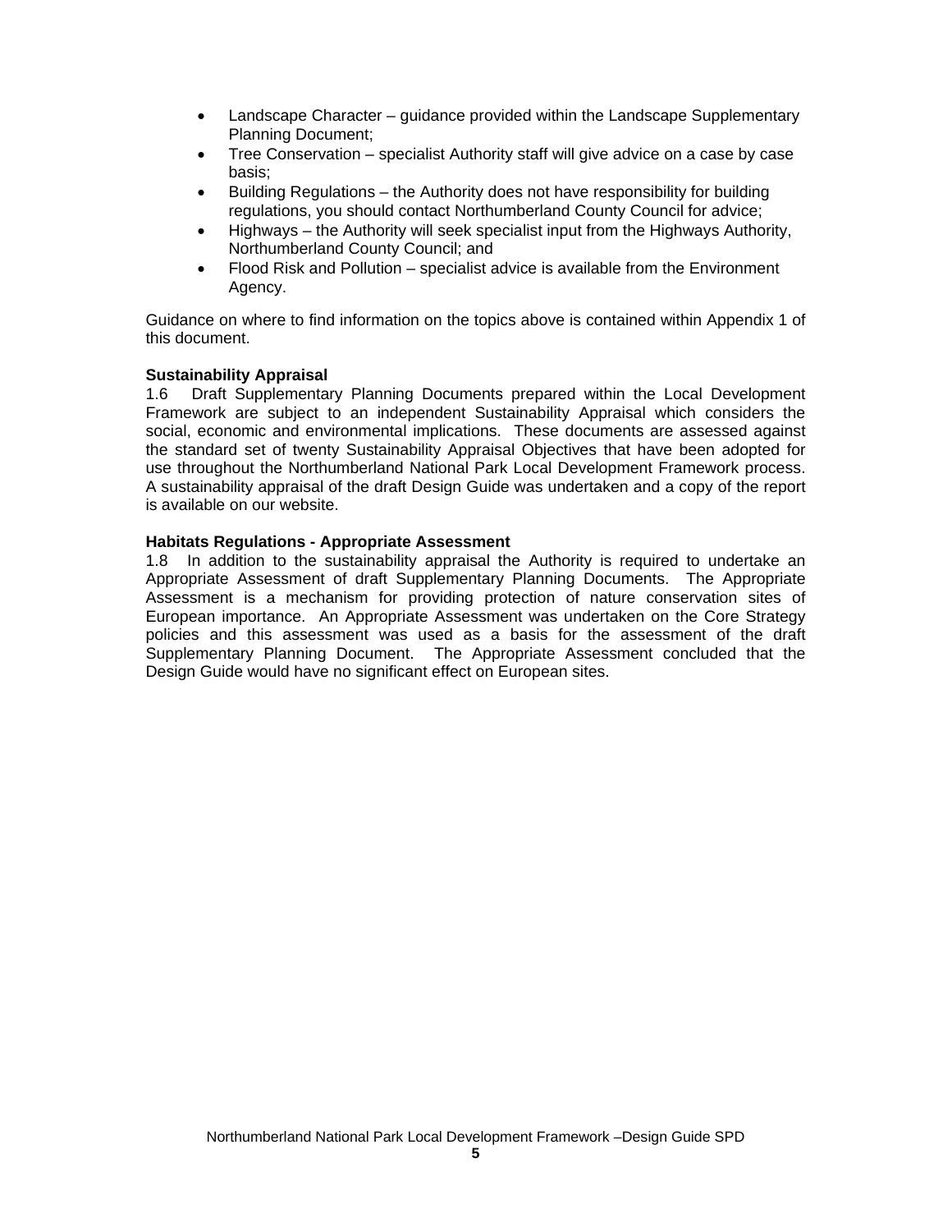- Landscape Character – guidance provided within the Landscape Supplementary Planning Document;
- Tree Conservation – specialist Authority staff will give advice on a case by case basis;
- Building Regulations – the Authority does not have responsibility for building regulations, you should contact Northumberland County Council for advice;
- Highways – the Authority will seek specialist input from the Highways Authority, Northumberland County Council; and
- Flood Risk and Pollution – specialist advice is available from the Environment Agency.

Guidance on where to find information on the topics above is contained within Appendix 1 of this document.

**Sustainability Appraisal**

1.6 Draft Supplementary Planning Documents prepared within the Local Development Framework are subject to an independent Sustainability Appraisal which considers the social, economic and environmental implications. These documents are assessed against the standard set of twenty Sustainability Appraisal Objectives that have been adopted for use throughout the Northumberland National Park Local Development Framework process. A sustainability appraisal of the draft Design Guide was undertaken and a copy of the report is available on our website.

**Habitats Regulations - Appropriate Assessment**

1.8 In addition to the sustainability appraisal the Authority is required to undertake an Appropriate Assessment of draft Supplementary Planning Documents. The Appropriate Assessment is a mechanism for providing protection of nature conservation sites of European importance. An Appropriate Assessment was undertaken on the Core Strategy policies and this assessment was used as a basis for the assessment of the draft Supplementary Planning Document. The Appropriate Assessment concluded that the Design Guide would have no significant effect on European sites.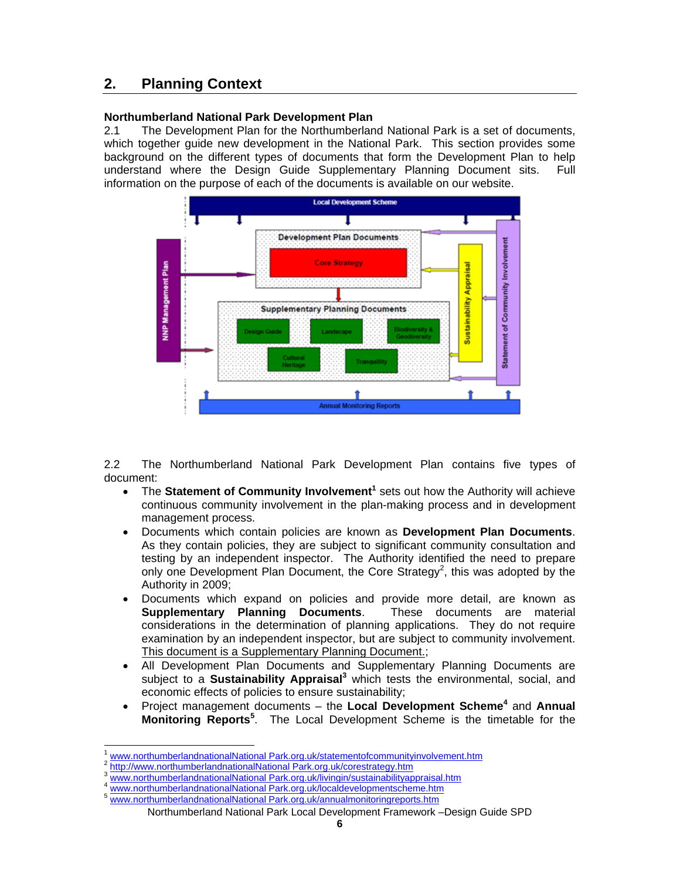## 2. Planning Context

**Northumberland National Park Development Plan**

2.1 The Development Plan for the Northumberland National Park is a set of documents, which together guide new development in the National Park. This section provides some background on the different types of documents that form the Development Plan to help understand where the Design Guide Supplementary Planning Document sits. Full information on the purpose of each of the documents is available on our website.

2.2 The Northumberland National Park Development Plan contains five types of document:

- The **Statement of Community Involvement**[1] sets out how the Authority will achieve continuous community involvement in the plan-making process and in development management process.
- Documents which contain policies are known as **Development Plan Documents**. As they contain policies, they are subject to significant community consultation and testing by an independent inspector. The Authority identified the need to prepare only one Development Plan Document, the Core Strategy[2], this was adopted by the Authority in 2009;
- Documents which expand on policies and provide more detail, are known as **Supplementary Planning Documents**. These documents are material considerations in the determination of planning applications. They do not require examination by an independent inspector, but are subject to community involvement. This document is a Supplementary Planning Document.;
- All Development Plan Documents and Supplementary Planning Documents are subject to a **Sustainability Appraisal**[3] which tests the environmental, social, and economic effects of policies to ensure sustainability;
- Project management documents – the **Local Development Scheme**[4] and **Annual Monitoring Reports**[5]. The Local Development Scheme is the timetable for the

---

1 www.northumberlandnationalNational Park.org.uk/statementofcommunityinvolvement.htm
2 http://www.northumberlandnationalNational Park.org.uk/corestrategy.htm
3 www.northumberlandnationalNational Park.org.uk/livingin/sustainabilityappraisal.htm
4 www.northumberlandnationalNational Park.org.uk/localdevelopmentscheme.htm
5 www.northumberlandnationalNational Park.org.uk/annualmonitoringreports.htm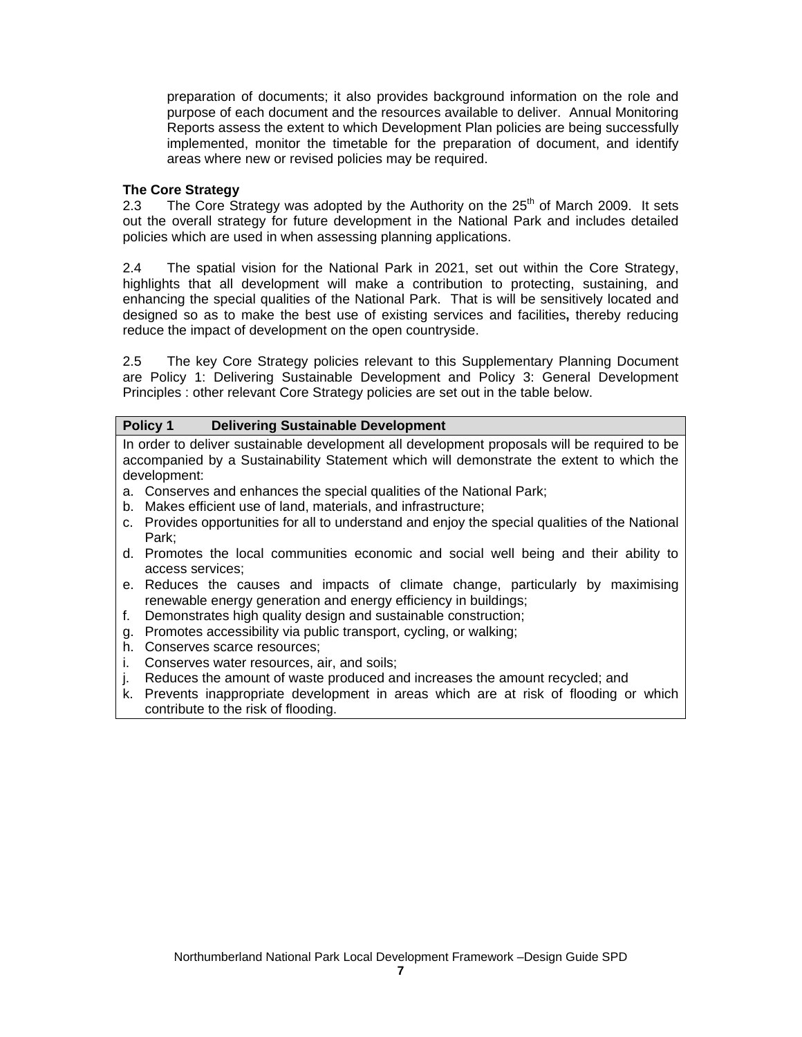preparation of documents; it also provides background information on the role and purpose of each document and the resources available to deliver. Annual Monitoring Reports assess the extent to which Development Plan policies are being successfully implemented, monitor the timetable for the preparation of document, and identify areas where new or revised policies may be required.

**The Core Strategy**

2.3 The Core Strategy was adopted by the Authority on the 25th of March 2009. It sets out the overall strategy for future development in the National Park and includes detailed policies which are used in when assessing planning applications.

2.4 The spatial vision for the National Park in 2021, set out within the Core Strategy, highlights that all development will make a contribution to protecting, sustaining, and enhancing the special qualities of the National Park. That is will be sensitively located and designed so as to make the best use of existing services and facilities**,** thereby reducing reduce the impact of development on the open countryside.

2.5 The key Core Strategy policies relevant to this Supplementary Planning Document are Policy 1: Delivering Sustainable Development and Policy 3: General Development Principles : other relevant Core Strategy policies are set out in the table below.

| **Policy 1 Delivering Sustainable Development** |
|---|
| In order to deliver sustainable development all development proposals will be required to be accompanied by a Sustainability Statement which will demonstrate the extent to which the development:<br>a. Conserves and enhances the special qualities of the National Park;<br>b. Makes efficient use of land, materials, and infrastructure;<br>c. Provides opportunities for all to understand and enjoy the special qualities of the National Park;<br>d. Promotes the local communities economic and social well being and their ability to access services;<br>e. Reduces the causes and impacts of climate change, particularly by maximising renewable energy generation and energy efficiency in buildings;<br>f. Demonstrates high quality design and sustainable construction;<br>g. Promotes accessibility via public transport, cycling, or walking;<br>h. Conserves scarce resources;<br>i. Conserves water resources, air, and soils;<br>j. Reduces the amount of waste produced and increases the amount recycled; and<br>k. Prevents inappropriate development in areas which are at risk of flooding or which contribute to the risk of flooding. |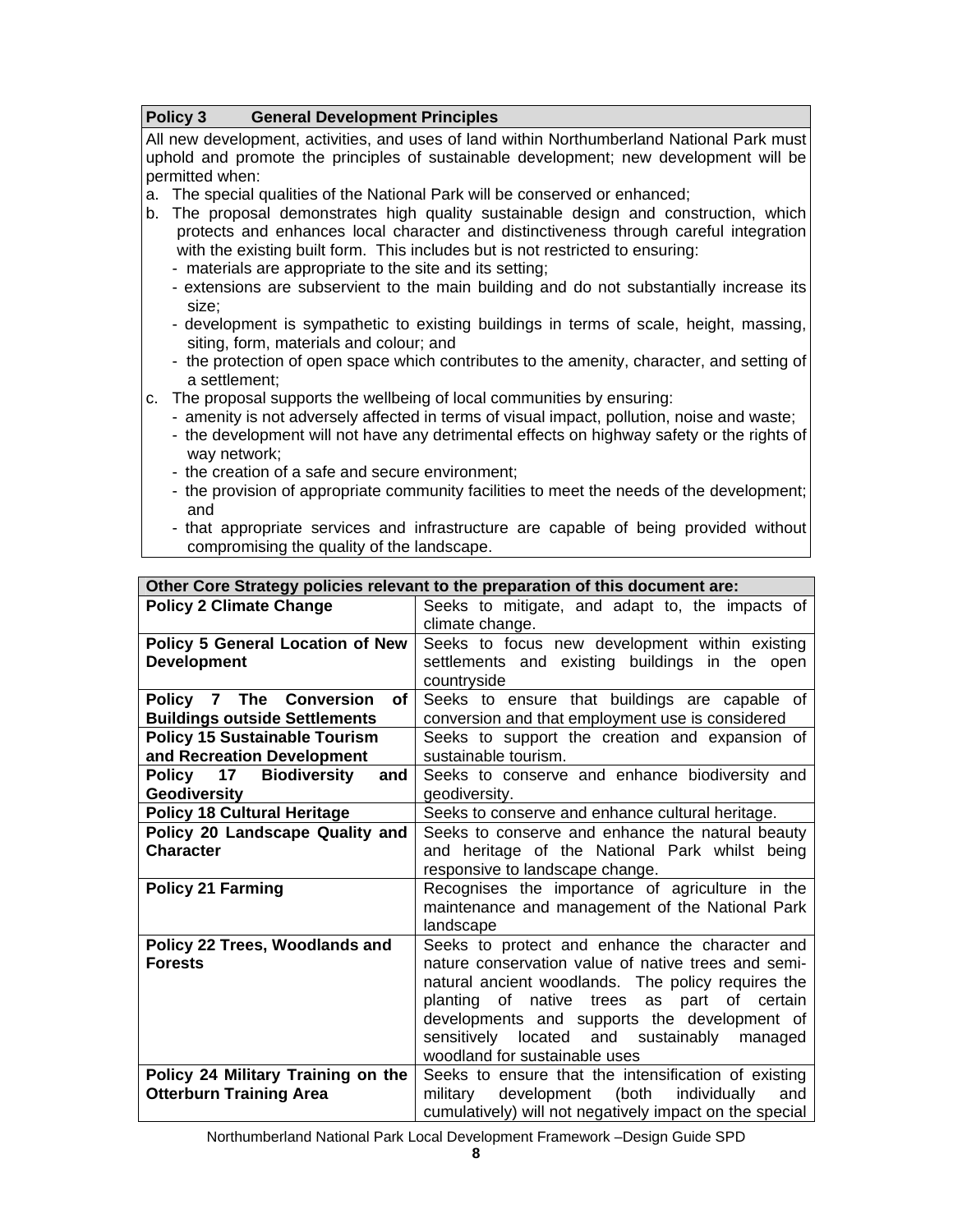| Policy 3 General Development Principles |
|---|
| All new development, activities, and uses of land within Northumberland National Park must uphold and promote the principles of sustainable development; new development will be permitted when:<br>a. The special qualities of the National Park will be conserved or enhanced;<br>b. The proposal demonstrates high quality sustainable design and construction, which protects and enhances local character and distinctiveness through careful integration with the existing built form. This includes but is not restricted to ensuring:<br>- materials are appropriate to the site and its setting;<br>- extensions are subservient to the main building and do not substantially increase its size;<br>- development is sympathetic to existing buildings in terms of scale, height, massing, siting, form, materials and colour; and<br>- the protection of open space which contributes to the amenity, character, and setting of a settlement;<br>c. The proposal supports the wellbeing of local communities by ensuring:<br>- amenity is not adversely affected in terms of visual impact, pollution, noise and waste;<br>- the development will not have any detrimental effects on highway safety or the rights of way network;<br>- the creation of a safe and secure environment;<br>- the provision of appropriate community facilities to meet the needs of the development; and<br>- that appropriate services and infrastructure are capable of being provided without compromising the quality of the landscape. |

| Other Core Strategy policies relevant to the preparation of this document are: | |
|---|---|
| **Policy 2 Climate Change** | Seeks to mitigate, and adapt to, the impacts of climate change. |
| **Policy 5 General Location of New Development** | Seeks to focus new development within existing settlements and existing buildings in the open countryside |
| **Policy 7 The Conversion of Buildings outside Settlements** | Seeks to ensure that buildings are capable of conversion and that employment use is considered |
| **Policy 15 Sustainable Tourism and Recreation Development** | Seeks to support the creation and expansion of sustainable tourism. |
| **Policy 17 Biodiversity and Geodiversity** | Seeks to conserve and enhance biodiversity and geodiversity. |
| **Policy 18 Cultural Heritage** | Seeks to conserve and enhance cultural heritage. |
| **Policy 20 Landscape Quality and Character** | Seeks to conserve and enhance the natural beauty and heritage of the National Park whilst being responsive to landscape change. |
| **Policy 21 Farming** | Recognises the importance of agriculture in the maintenance and management of the National Park landscape |
| **Policy 22 Trees, Woodlands and Forests** | Seeks to protect and enhance the character and nature conservation value of native trees and semi-natural ancient woodlands. The policy requires the planting of native trees as part of certain developments and supports the development of sensitively located and sustainably managed woodland for sustainable uses |
| **Policy 24 Military Training on the Otterburn Training Area** | Seeks to ensure that the intensification of existing military development (both individually and cumulatively) will not negatively impact on the special |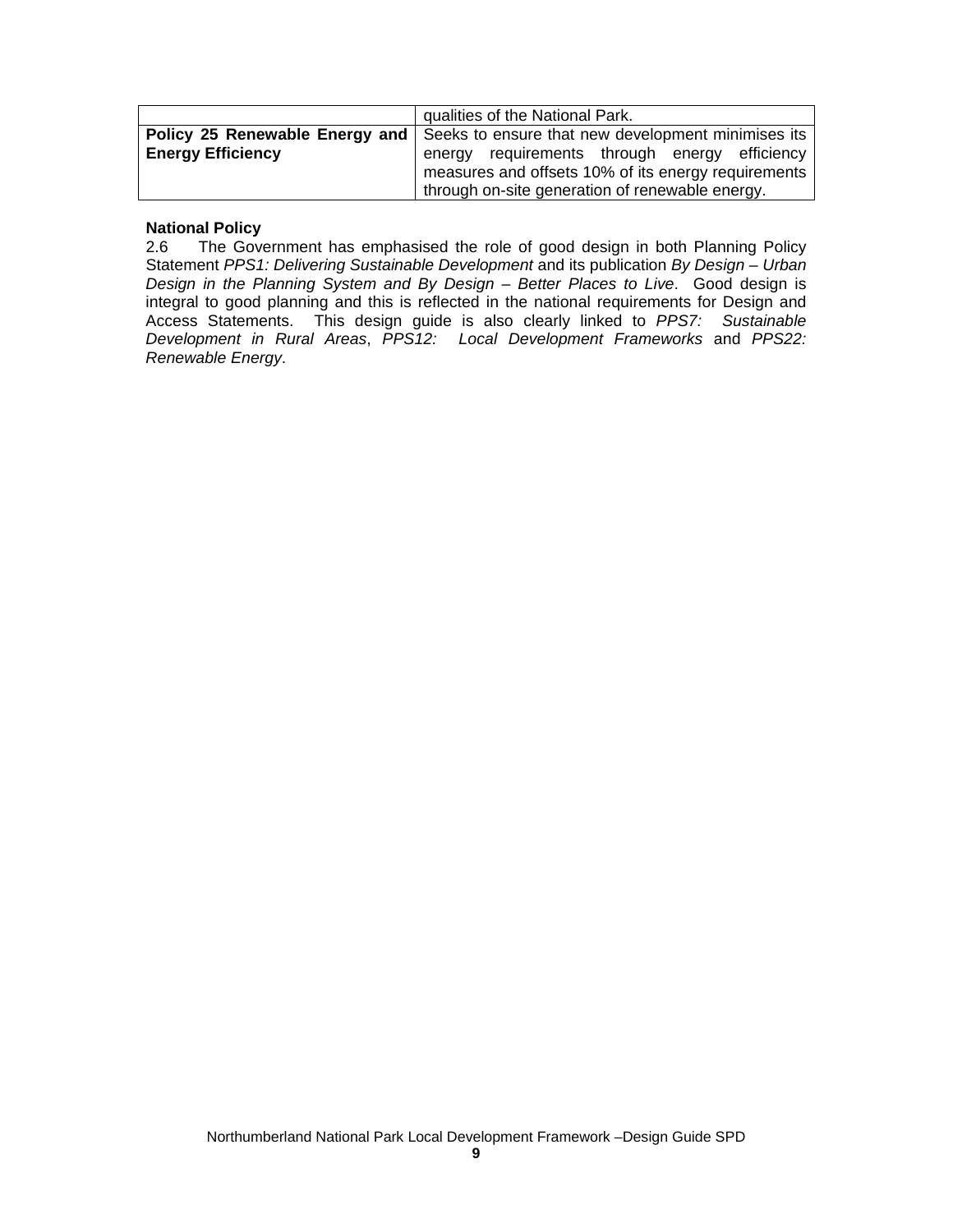| | |
|---|---|
| | qualities of the National Park. |
| **Policy 25 Renewable Energy and Energy Efficiency** | Seeks to ensure that new development minimises its energy requirements through energy efficiency measures and offsets 10% of its energy requirements through on-site generation of renewable energy. |

**National Policy**

2.6 The Government has emphasised the role of good design in both Planning Policy Statement *PPS1: Delivering Sustainable Development* and its publication *By Design – Urban Design in the Planning System and By Design – Better Places to Live*. Good design is integral to good planning and this is reflected in the national requirements for Design and Access Statements. This design guide is also clearly linked to *PPS7: Sustainable Development in Rural Areas*, *PPS12: Local Development Frameworks* and *PPS22: Renewable Energy*.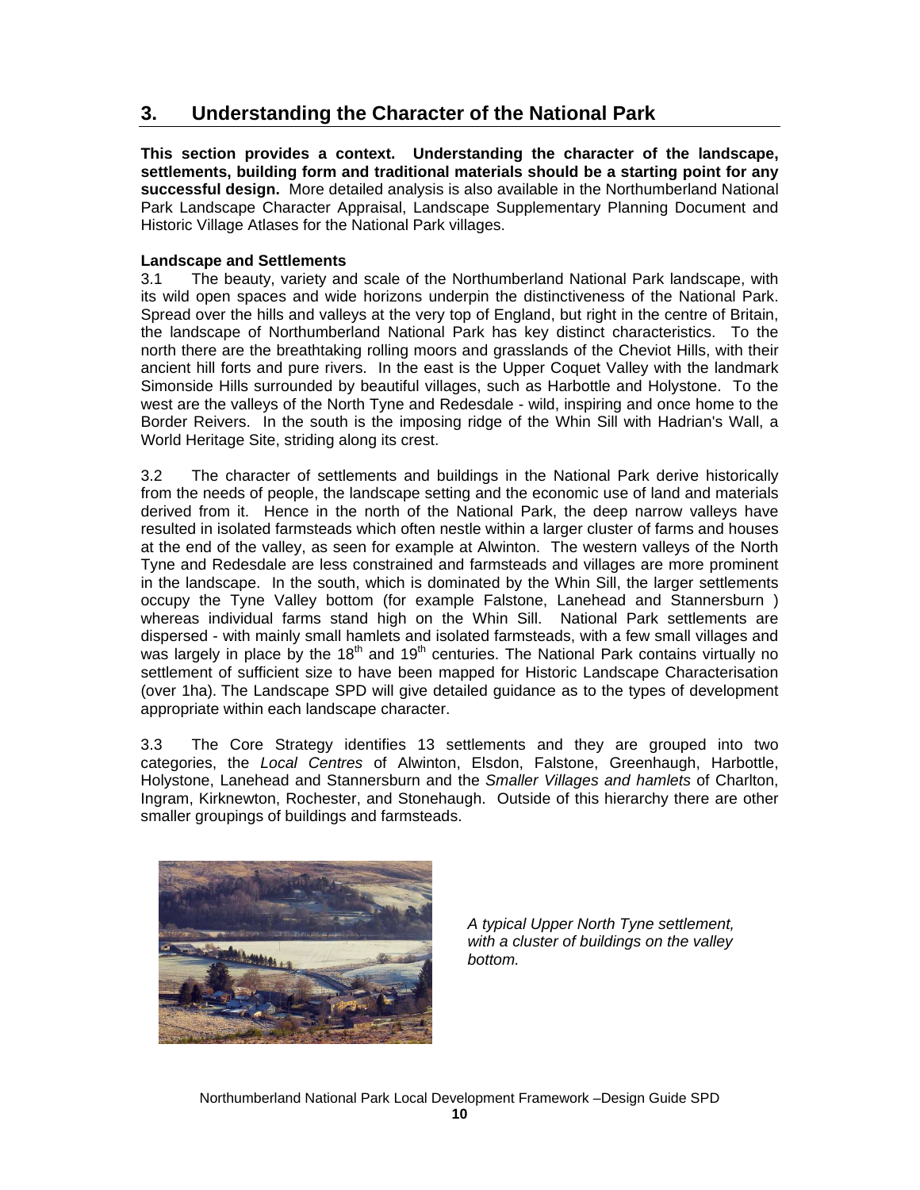## 3. Understanding the Character of the National Park

**This section provides a context. Understanding the character of the landscape, settlements, building form and traditional materials should be a starting point for any successful design.** More detailed analysis is also available in the Northumberland National Park Landscape Character Appraisal, Landscape Supplementary Planning Document and Historic Village Atlases for the National Park villages.

**Landscape and Settlements**

3.1 The beauty, variety and scale of the Northumberland National Park landscape, with its wild open spaces and wide horizons underpin the distinctiveness of the National Park. Spread over the hills and valleys at the very top of England, but right in the centre of Britain, the landscape of Northumberland National Park has key distinct characteristics. To the north there are the breathtaking rolling moors and grasslands of the Cheviot Hills, with their ancient hill forts and pure rivers. In the east is the Upper Coquet Valley with the landmark Simonside Hills surrounded by beautiful villages, such as Harbottle and Holystone. To the west are the valleys of the North Tyne and Redesdale - wild, inspiring and once home to the Border Reivers. In the south is the imposing ridge of the Whin Sill with Hadrian's Wall, a World Heritage Site, striding along its crest.

3.2 The character of settlements and buildings in the National Park derive historically from the needs of people, the landscape setting and the economic use of land and materials derived from it. Hence in the north of the National Park, the deep narrow valleys have resulted in isolated farmsteads which often nestle within a larger cluster of farms and houses at the end of the valley, as seen for example at Alwinton. The western valleys of the North Tyne and Redesdale are less constrained and farmsteads and villages are more prominent in the landscape. In the south, which is dominated by the Whin Sill, the larger settlements occupy the Tyne Valley bottom (for example Falstone, Lanehead and Stannersburn ) whereas individual farms stand high on the Whin Sill. National Park settlements are dispersed - with mainly small hamlets and isolated farmsteads, with a few small villages and was largely in place by the 18th and 19th centuries. The National Park contains virtually no settlement of sufficient size to have been mapped for Historic Landscape Characterisation (over 1ha). The Landscape SPD will give detailed guidance as to the types of development appropriate within each landscape character.

3.3 The Core Strategy identifies 13 settlements and they are grouped into two categories, the *Local Centres* of Alwinton, Elsdon, Falstone, Greenhaugh, Harbottle, Holystone, Lanehead and Stannersburn and the *Smaller Villages and hamlets* of Charlton, Ingram, Kirknewton, Rochester, and Stonehaugh. Outside of this hierarchy there are other smaller groupings of buildings and farmsteads.

*A typical Upper North Tyne settlement, with a cluster of buildings on the valley bottom.*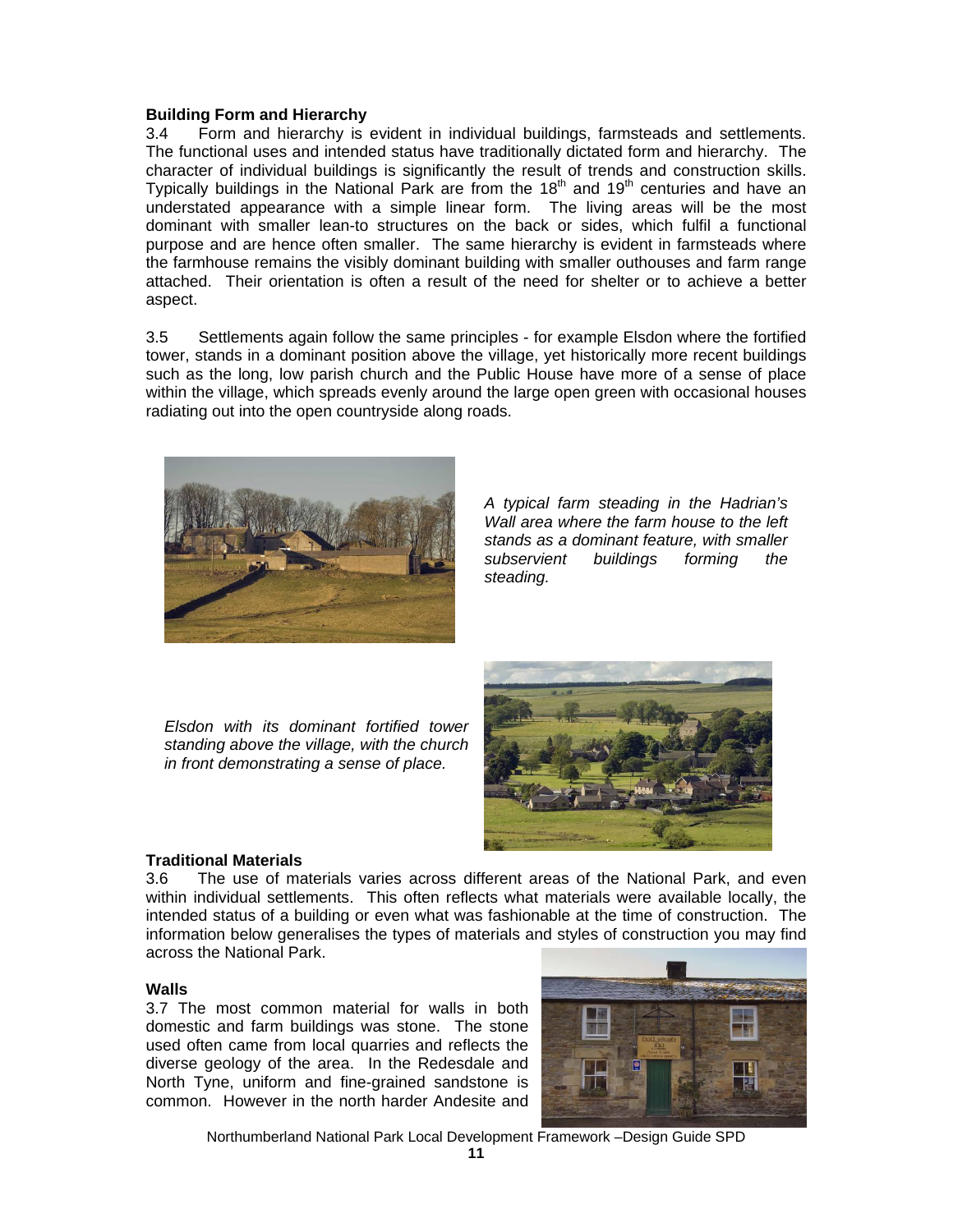### Building Form and Hierarchy

3.4 Form and hierarchy is evident in individual buildings, farmsteads and settlements. The functional uses and intended status have traditionally dictated form and hierarchy. The character of individual buildings is significantly the result of trends and construction skills. Typically buildings in the National Park are from the 18th and 19th centuries and have an understated appearance with a simple linear form. The living areas will be the most dominant with smaller lean-to structures on the back or sides, which fulfil a functional purpose and are hence often smaller. The same hierarchy is evident in farmsteads where the farmhouse remains the visibly dominant building with smaller outhouses and farm range attached. Their orientation is often a result of the need for shelter or to achieve a better aspect.

3.5 Settlements again follow the same principles - for example Elsdon where the fortified tower, stands in a dominant position above the village, yet historically more recent buildings such as the long, low parish church and the Public House have more of a sense of place within the village, which spreads evenly around the large open green with occasional houses radiating out into the open countryside along roads.

*A typical farm steading in the Hadrian's Wall area where the farm house to the left stands as a dominant feature, with smaller subservient buildings forming the steading.*

*Elsdon with its dominant fortified tower standing above the village, with the church in front demonstrating a sense of place.*

### Traditional Materials

3.6 The use of materials varies across different areas of the National Park, and even within individual settlements. This often reflects what materials were available locally, the intended status of a building or even what was fashionable at the time of construction. The information below generalises the types of materials and styles of construction you may find across the National Park.

### Walls

3.7 The most common material for walls in both domestic and farm buildings was stone. The stone used often came from local quarries and reflects the diverse geology of the area. In the Redesdale and North Tyne, uniform and fine-grained sandstone is common. However in the north harder Andesite and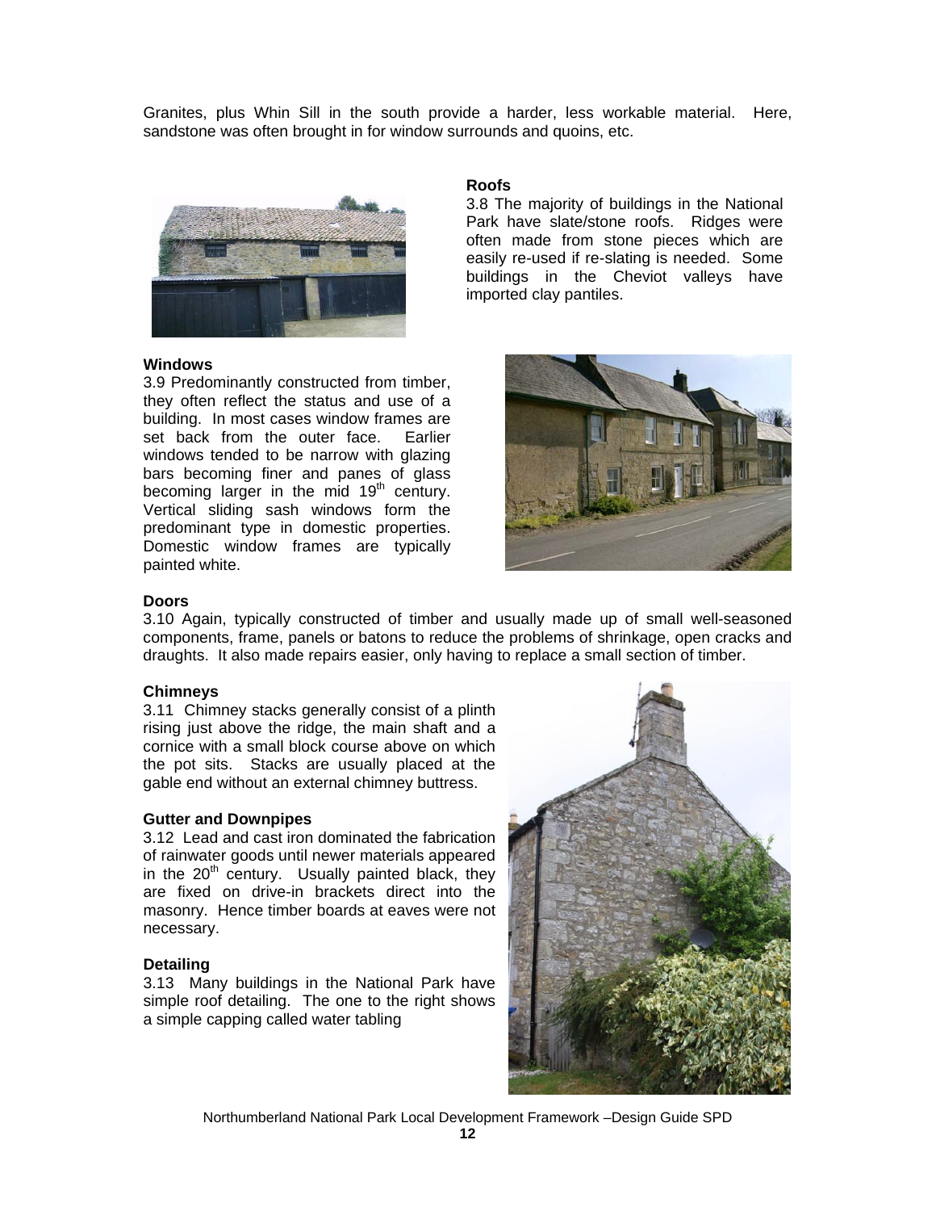Granites, plus Whin Sill in the south provide a harder, less workable material. Here, sandstone was often brought in for window surrounds and quoins, etc.

**Roofs**

3.8 The majority of buildings in the National Park have slate/stone roofs. Ridges were often made from stone pieces which are easily re-used if re-slating is needed. Some buildings in the Cheviot valleys have imported clay pantiles.

**Windows**

3.9 Predominantly constructed from timber, they often reflect the status and use of a building. In most cases window frames are set back from the outer face. Earlier windows tended to be narrow with glazing bars becoming finer and panes of glass becoming larger in the mid 19th century. Vertical sliding sash windows form the predominant type in domestic properties. Domestic window frames are typically painted white.

**Doors**

3.10 Again, typically constructed of timber and usually made up of small well-seasoned components, frame, panels or batons to reduce the problems of shrinkage, open cracks and draughts. It also made repairs easier, only having to replace a small section of timber.

**Chimneys**

3.11 Chimney stacks generally consist of a plinth rising just above the ridge, the main shaft and a cornice with a small block course above on which the pot sits. Stacks are usually placed at the gable end without an external chimney buttress.

**Gutter and Downpipes**

3.12 Lead and cast iron dominated the fabrication of rainwater goods until newer materials appeared in the 20th century. Usually painted black, they are fixed on drive-in brackets direct into the masonry. Hence timber boards at eaves were not necessary.

**Detailing**

3.13 Many buildings in the National Park have simple roof detailing. The one to the right shows a simple capping called water tabling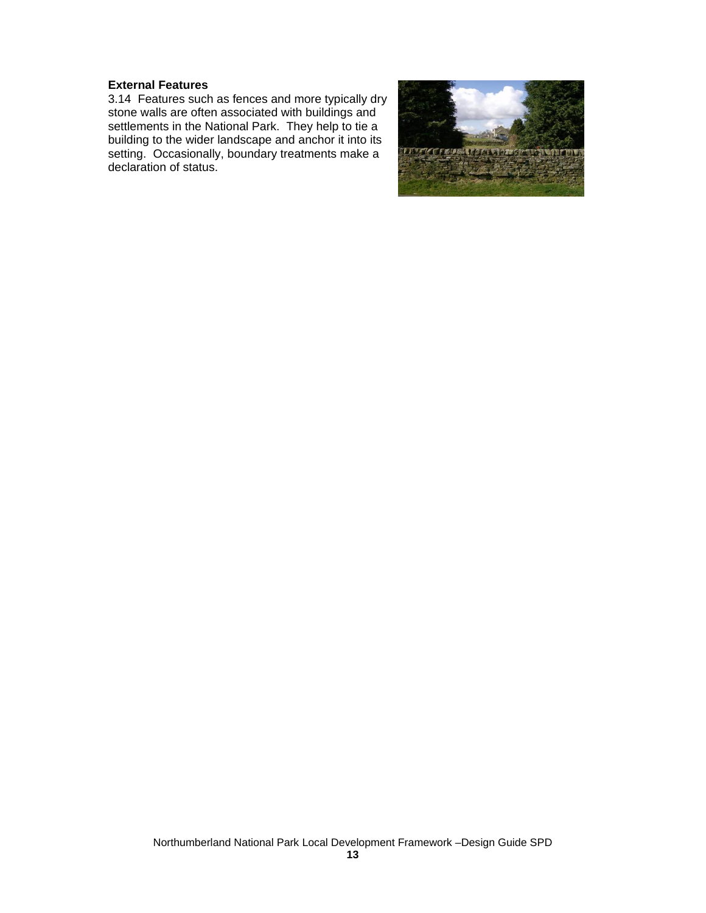**External Features**

3.14 Features such as fences and more typically dry stone walls are often associated with buildings and settlements in the National Park. They help to tie a building to the wider landscape and anchor it into its setting. Occasionally, boundary treatments make a declaration of status.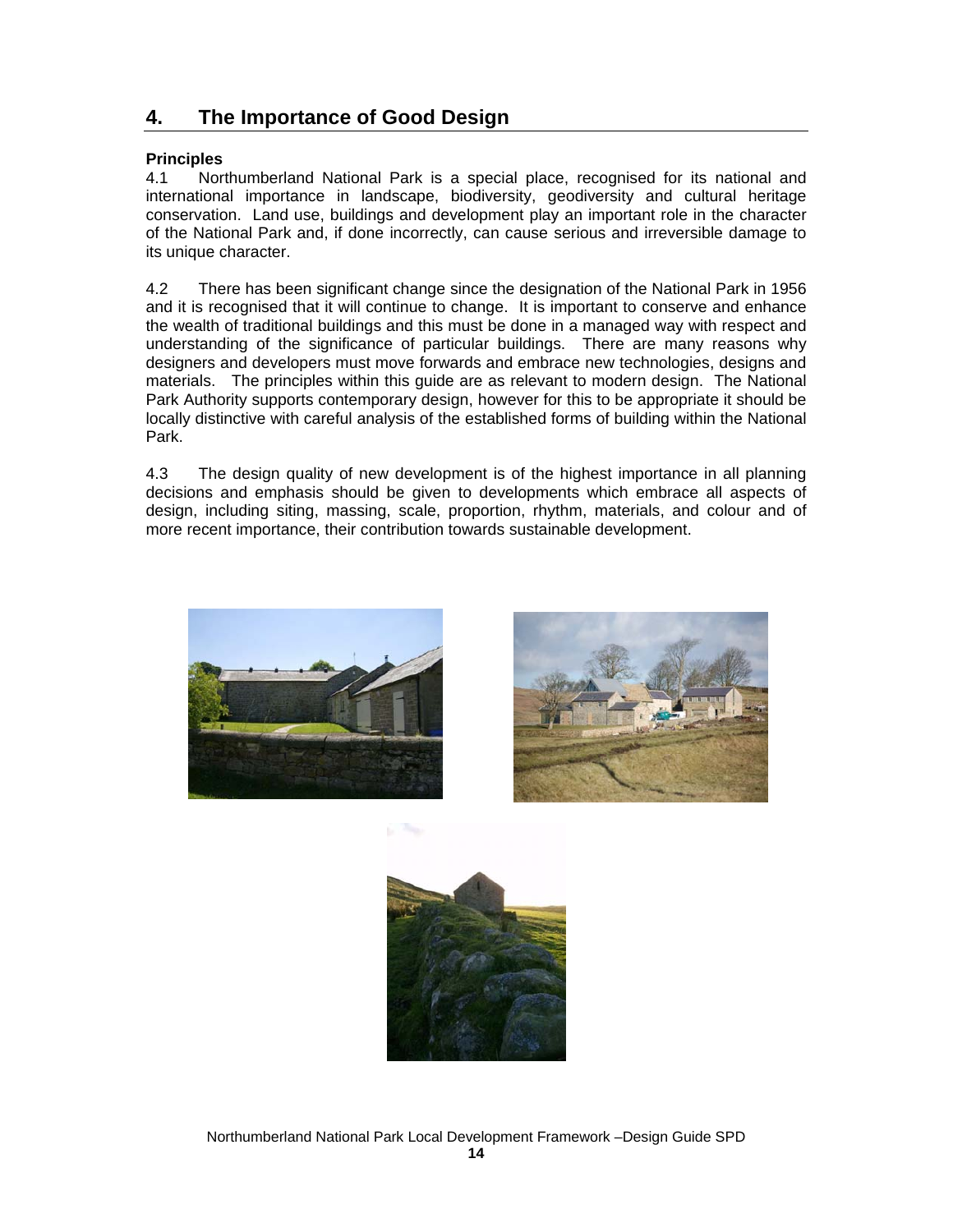## 4. The Importance of Good Design

**Principles**

4.1 Northumberland National Park is a special place, recognised for its national and international importance in landscape, biodiversity, geodiversity and cultural heritage conservation. Land use, buildings and development play an important role in the character of the National Park and, if done incorrectly, can cause serious and irreversible damage to its unique character.

4.2 There has been significant change since the designation of the National Park in 1956 and it is recognised that it will continue to change. It is important to conserve and enhance the wealth of traditional buildings and this must be done in a managed way with respect and understanding of the significance of particular buildings. There are many reasons why designers and developers must move forwards and embrace new technologies, designs and materials. The principles within this guide are as relevant to modern design. The National Park Authority supports contemporary design, however for this to be appropriate it should be locally distinctive with careful analysis of the established forms of building within the National Park.

4.3 The design quality of new development is of the highest importance in all planning decisions and emphasis should be given to developments which embrace all aspects of design, including siting, massing, scale, proportion, rhythm, materials, and colour and of more recent importance, their contribution towards sustainable development.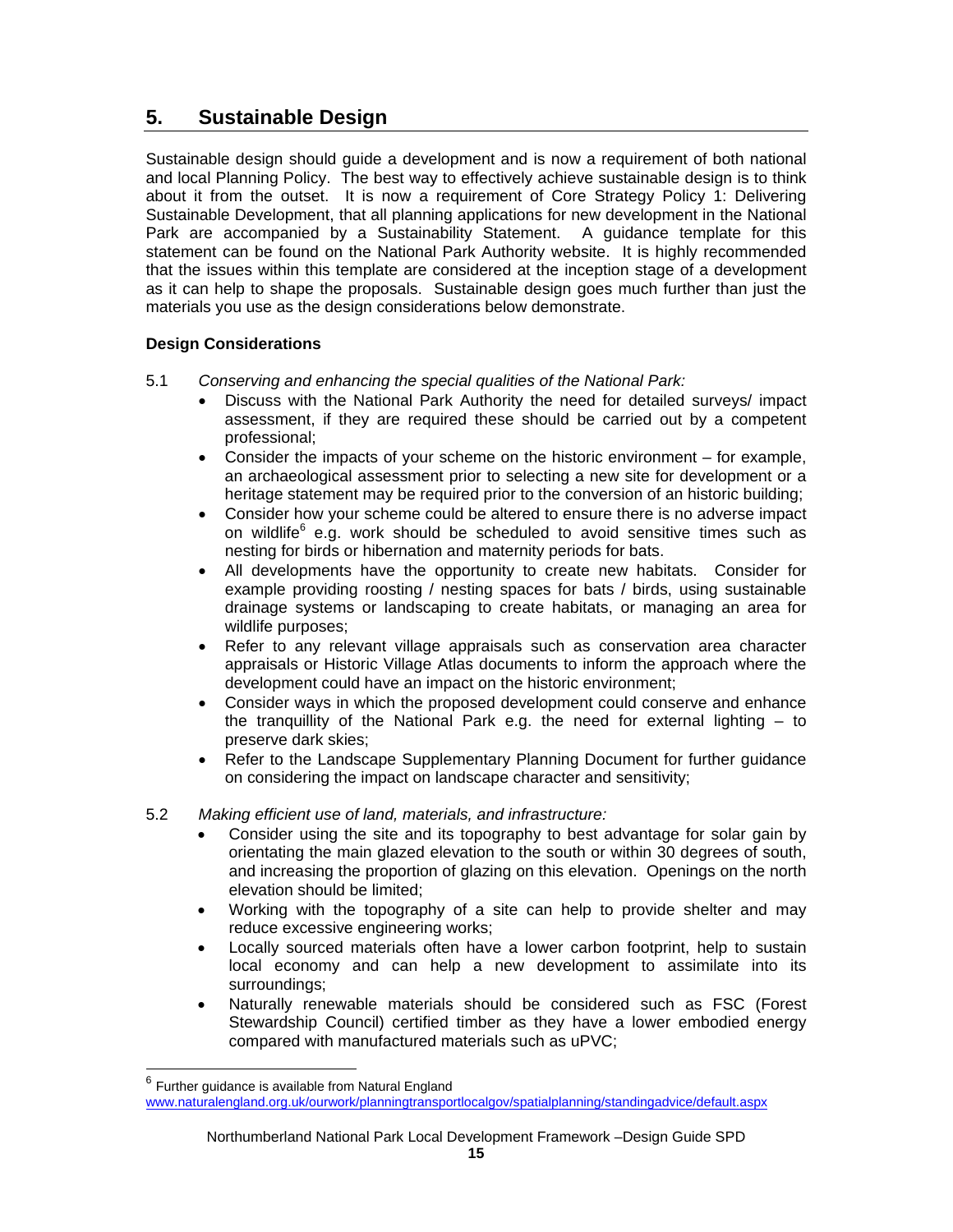## 5. Sustainable Design

Sustainable design should guide a development and is now a requirement of both national and local Planning Policy. The best way to effectively achieve sustainable design is to think about it from the outset. It is now a requirement of Core Strategy Policy 1: Delivering Sustainable Development, that all planning applications for new development in the National Park are accompanied by a Sustainability Statement. A guidance template for this statement can be found on the National Park Authority website. It is highly recommended that the issues within this template are considered at the inception stage of a development as it can help to shape the proposals. Sustainable design goes much further than just the materials you use as the design considerations below demonstrate.

**Design Considerations**

5.1 *Conserving and enhancing the special qualities of the National Park:*

- Discuss with the National Park Authority the need for detailed surveys/ impact assessment, if they are required these should be carried out by a competent professional;
- Consider the impacts of your scheme on the historic environment – for example, an archaeological assessment prior to selecting a new site for development or a heritage statement may be required prior to the conversion of an historic building;
- Consider how your scheme could be altered to ensure there is no adverse impact on wildlife[6] e.g. work should be scheduled to avoid sensitive times such as nesting for birds or hibernation and maternity periods for bats.
- All developments have the opportunity to create new habitats. Consider for example providing roosting / nesting spaces for bats / birds, using sustainable drainage systems or landscaping to create habitats, or managing an area for wildlife purposes;
- Refer to any relevant village appraisals such as conservation area character appraisals or Historic Village Atlas documents to inform the approach where the development could have an impact on the historic environment;
- Consider ways in which the proposed development could conserve and enhance the tranquillity of the National Park e.g. the need for external lighting – to preserve dark skies;
- Refer to the Landscape Supplementary Planning Document for further guidance on considering the impact on landscape character and sensitivity;

5.2 *Making efficient use of land, materials, and infrastructure:*

- Consider using the site and its topography to best advantage for solar gain by orientating the main glazed elevation to the south or within 30 degrees of south, and increasing the proportion of glazing on this elevation. Openings on the north elevation should be limited;
- Working with the topography of a site can help to provide shelter and may reduce excessive engineering works;
- Locally sourced materials often have a lower carbon footprint, help to sustain local economy and can help a new development to assimilate into its surroundings;
- Naturally renewable materials should be considered such as FSC (Forest Stewardship Council) certified timber as they have a lower embodied energy compared with manufactured materials such as uPVC;

[6] Further guidance is available from Natural England www.naturalengland.org.uk/ourwork/planningtransportlocalgov/spatialplanning/standingadvice/default.aspx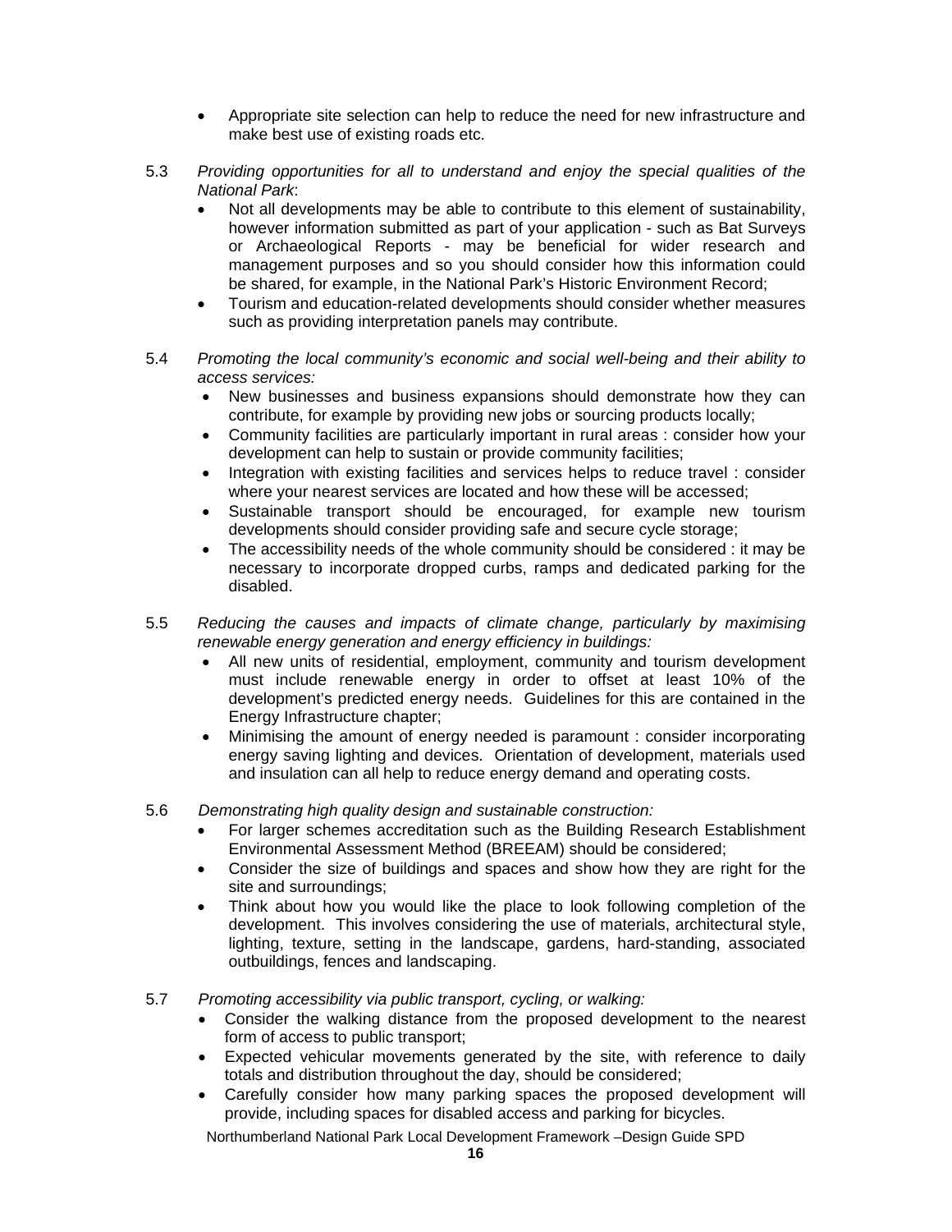- Appropriate site selection can help to reduce the need for new infrastructure and make best use of existing roads etc.

5.3 *Providing opportunities for all to understand and enjoy the special qualities of the National Park*:

- Not all developments may be able to contribute to this element of sustainability, however information submitted as part of your application - such as Bat Surveys or Archaeological Reports - may be beneficial for wider research and management purposes and so you should consider how this information could be shared, for example, in the National Park's Historic Environment Record;
- Tourism and education-related developments should consider whether measures such as providing interpretation panels may contribute.

5.4 *Promoting the local community's economic and social well-being and their ability to access services:*

- New businesses and business expansions should demonstrate how they can contribute, for example by providing new jobs or sourcing products locally;
- Community facilities are particularly important in rural areas : consider how your development can help to sustain or provide community facilities;
- Integration with existing facilities and services helps to reduce travel : consider where your nearest services are located and how these will be accessed;
- Sustainable transport should be encouraged, for example new tourism developments should consider providing safe and secure cycle storage;
- The accessibility needs of the whole community should be considered : it may be necessary to incorporate dropped curbs, ramps and dedicated parking for the disabled.

5.5 *Reducing the causes and impacts of climate change, particularly by maximising renewable energy generation and energy efficiency in buildings:*

- All new units of residential, employment, community and tourism development must include renewable energy in order to offset at least 10% of the development's predicted energy needs. Guidelines for this are contained in the Energy Infrastructure chapter;
- Minimising the amount of energy needed is paramount : consider incorporating energy saving lighting and devices. Orientation of development, materials used and insulation can all help to reduce energy demand and operating costs.

5.6 *Demonstrating high quality design and sustainable construction:*

- For larger schemes accreditation such as the Building Research Establishment Environmental Assessment Method (BREEAM) should be considered;
- Consider the size of buildings and spaces and show how they are right for the site and surroundings;
- Think about how you would like the place to look following completion of the development. This involves considering the use of materials, architectural style, lighting, texture, setting in the landscape, gardens, hard-standing, associated outbuildings, fences and landscaping.

5.7 *Promoting accessibility via public transport, cycling, or walking:*

- Consider the walking distance from the proposed development to the nearest form of access to public transport;
- Expected vehicular movements generated by the site, with reference to daily totals and distribution throughout the day, should be considered;
- Carefully consider how many parking spaces the proposed development will provide, including spaces for disabled access and parking for bicycles.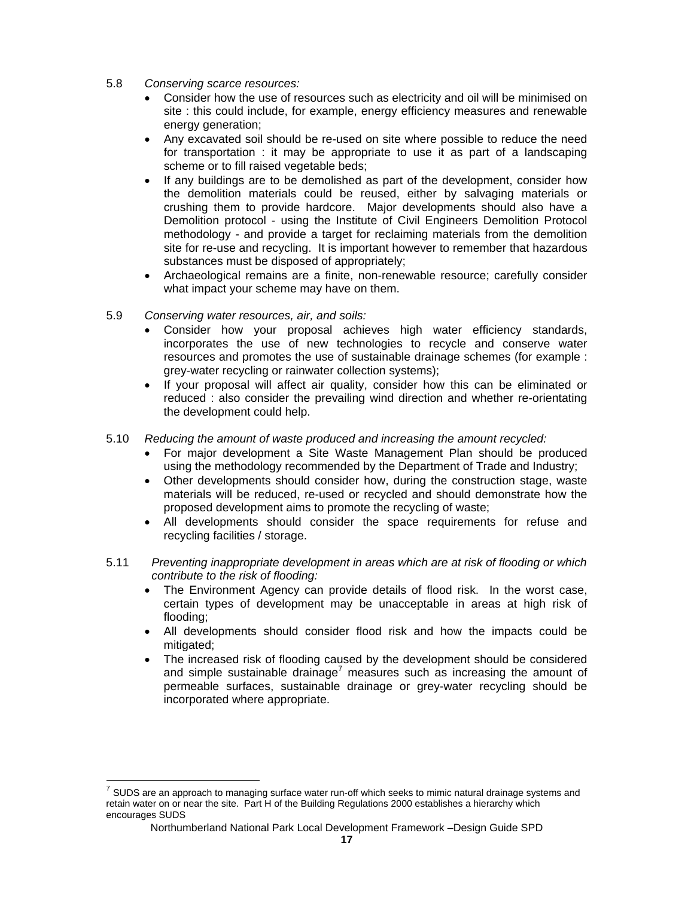5.8 *Conserving scarce resources:*

- Consider how the use of resources such as electricity and oil will be minimised on site : this could include, for example, energy efficiency measures and renewable energy generation;
- Any excavated soil should be re-used on site where possible to reduce the need for transportation : it may be appropriate to use it as part of a landscaping scheme or to fill raised vegetable beds;
- If any buildings are to be demolished as part of the development, consider how the demolition materials could be reused, either by salvaging materials or crushing them to provide hardcore. Major developments should also have a Demolition protocol - using the Institute of Civil Engineers Demolition Protocol methodology - and provide a target for reclaiming materials from the demolition site for re-use and recycling. It is important however to remember that hazardous substances must be disposed of appropriately;
- Archaeological remains are a finite, non-renewable resource; carefully consider what impact your scheme may have on them.

5.9 *Conserving water resources, air, and soils:*

- Consider how your proposal achieves high water efficiency standards, incorporates the use of new technologies to recycle and conserve water resources and promotes the use of sustainable drainage schemes (for example : grey-water recycling or rainwater collection systems);
- If your proposal will affect air quality, consider how this can be eliminated or reduced : also consider the prevailing wind direction and whether re-orientating the development could help.

5.10 *Reducing the amount of waste produced and increasing the amount recycled:*

- For major development a Site Waste Management Plan should be produced using the methodology recommended by the Department of Trade and Industry;
- Other developments should consider how, during the construction stage, waste materials will be reduced, re-used or recycled and should demonstrate how the proposed development aims to promote the recycling of waste;
- All developments should consider the space requirements for refuse and recycling facilities / storage.

5.11 *Preventing inappropriate development in areas which are at risk of flooding or which contribute to the risk of flooding:*

- The Environment Agency can provide details of flood risk. In the worst case, certain types of development may be unacceptable in areas at high risk of flooding;
- All developments should consider flood risk and how the impacts could be mitigated;
- The increased risk of flooding caused by the development should be considered and simple sustainable drainage[7] measures such as increasing the amount of permeable surfaces, sustainable drainage or grey-water recycling should be incorporated where appropriate.

---

[7] SUDS are an approach to managing surface water run-off which seeks to mimic natural drainage systems and retain water on or near the site. Part H of the Building Regulations 2000 establishes a hierarchy which encourages SUDS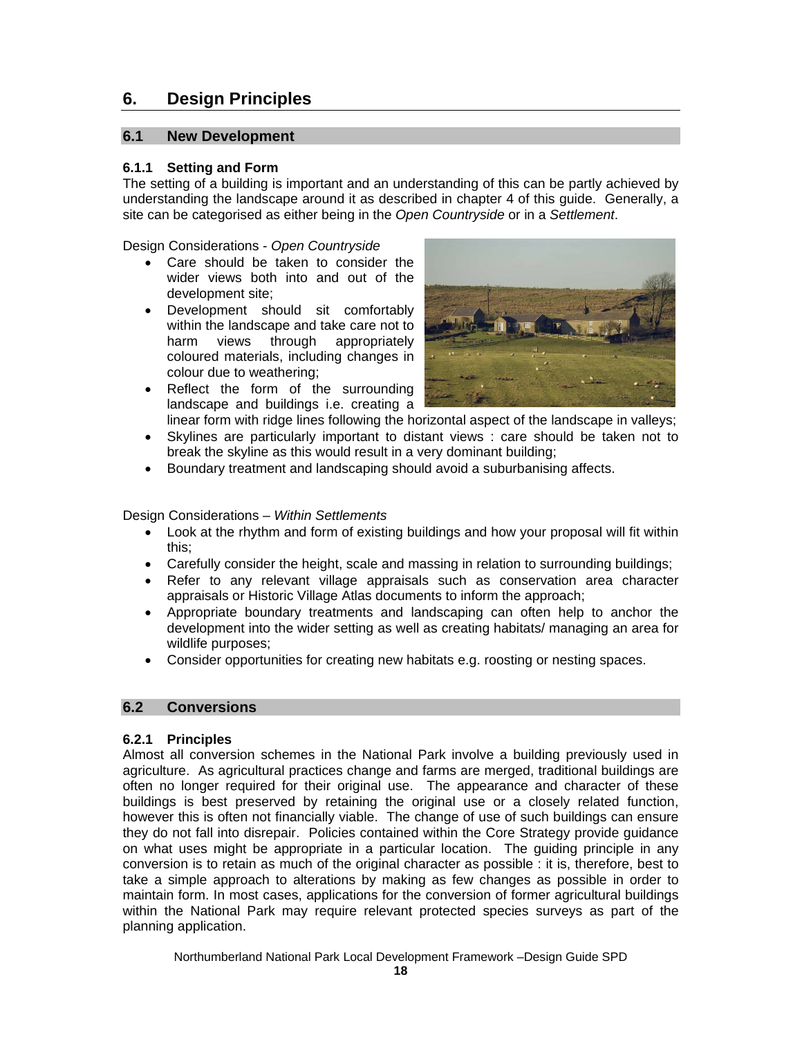# 6. Design Principles

## 6.1 New Development

### 6.1.1 Setting and Form

The setting of a building is important and an understanding of this can be partly achieved by understanding the landscape around it as described in chapter 4 of this guide. Generally, a site can be categorised as either being in the *Open Countryside* or in a *Settlement*.

Design Considerations - *Open Countryside*

- Care should be taken to consider the wider views both into and out of the development site;
- Development should sit comfortably within the landscape and take care not to harm views through appropriately coloured materials, including changes in colour due to weathering;
- Reflect the form of the surrounding landscape and buildings i.e. creating a linear form with ridge lines following the horizontal aspect of the landscape in valleys;
- Skylines are particularly important to distant views : care should be taken not to break the skyline as this would result in a very dominant building;
- Boundary treatment and landscaping should avoid a suburbanising affects.

Design Considerations – *Within Settlements*

- Look at the rhythm and form of existing buildings and how your proposal will fit within this;
- Carefully consider the height, scale and massing in relation to surrounding buildings;
- Refer to any relevant village appraisals such as conservation area character appraisals or Historic Village Atlas documents to inform the approach;
- Appropriate boundary treatments and landscaping can often help to anchor the development into the wider setting as well as creating habitats/ managing an area for wildlife purposes;
- Consider opportunities for creating new habitats e.g. roosting or nesting spaces.

## 6.2 Conversions

### 6.2.1 Principles

Almost all conversion schemes in the National Park involve a building previously used in agriculture. As agricultural practices change and farms are merged, traditional buildings are often no longer required for their original use. The appearance and character of these buildings is best preserved by retaining the original use or a closely related function, however this is often not financially viable. The change of use of such buildings can ensure they do not fall into disrepair. Policies contained within the Core Strategy provide guidance on what uses might be appropriate in a particular location. The guiding principle in any conversion is to retain as much of the original character as possible : it is, therefore, best to take a simple approach to alterations by making as few changes as possible in order to maintain form. In most cases, applications for the conversion of former agricultural buildings within the National Park may require relevant protected species surveys as part of the planning application.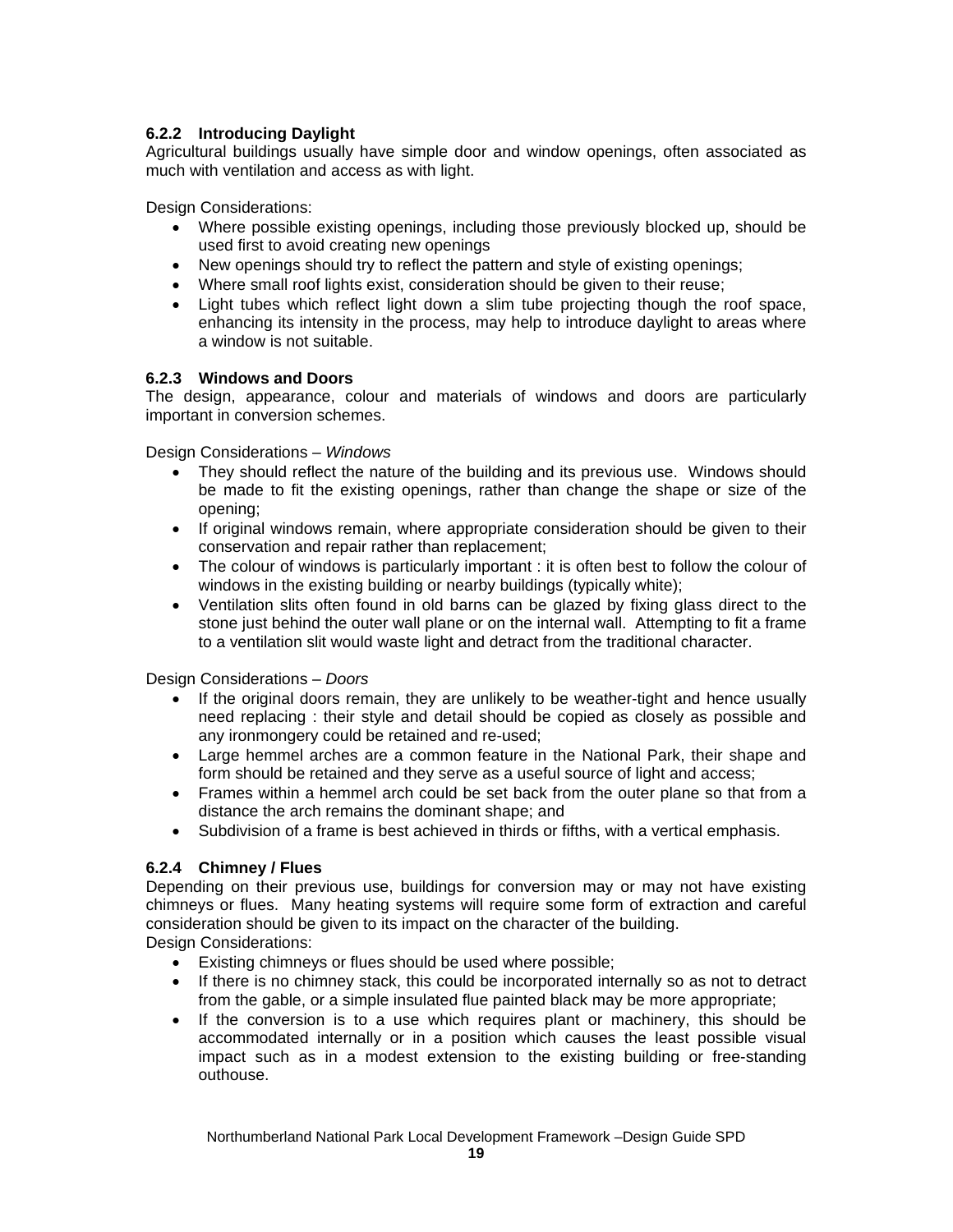#### 6.2.2 Introducing Daylight

Agricultural buildings usually have simple door and window openings, often associated as much with ventilation and access as with light.

Design Considerations:

- Where possible existing openings, including those previously blocked up, should be used first to avoid creating new openings
- New openings should try to reflect the pattern and style of existing openings;
- Where small roof lights exist, consideration should be given to their reuse;
- Light tubes which reflect light down a slim tube projecting though the roof space, enhancing its intensity in the process, may help to introduce daylight to areas where a window is not suitable.

#### 6.2.3 Windows and Doors

The design, appearance, colour and materials of windows and doors are particularly important in conversion schemes.

Design Considerations – *Windows*

- They should reflect the nature of the building and its previous use. Windows should be made to fit the existing openings, rather than change the shape or size of the opening;
- If original windows remain, where appropriate consideration should be given to their conservation and repair rather than replacement;
- The colour of windows is particularly important : it is often best to follow the colour of windows in the existing building or nearby buildings (typically white);
- Ventilation slits often found in old barns can be glazed by fixing glass direct to the stone just behind the outer wall plane or on the internal wall. Attempting to fit a frame to a ventilation slit would waste light and detract from the traditional character.

Design Considerations – *Doors*

- If the original doors remain, they are unlikely to be weather-tight and hence usually need replacing : their style and detail should be copied as closely as possible and any ironmongery could be retained and re-used;
- Large hemmel arches are a common feature in the National Park, their shape and form should be retained and they serve as a useful source of light and access;
- Frames within a hemmel arch could be set back from the outer plane so that from a distance the arch remains the dominant shape; and
- Subdivision of a frame is best achieved in thirds or fifths, with a vertical emphasis.

#### 6.2.4 Chimney / Flues

Depending on their previous use, buildings for conversion may or may not have existing chimneys or flues. Many heating systems will require some form of extraction and careful consideration should be given to its impact on the character of the building.

Design Considerations:

- Existing chimneys or flues should be used where possible;
- If there is no chimney stack, this could be incorporated internally so as not to detract from the gable, or a simple insulated flue painted black may be more appropriate;
- If the conversion is to a use which requires plant or machinery, this should be accommodated internally or in a position which causes the least possible visual impact such as in a modest extension to the existing building or free-standing outhouse.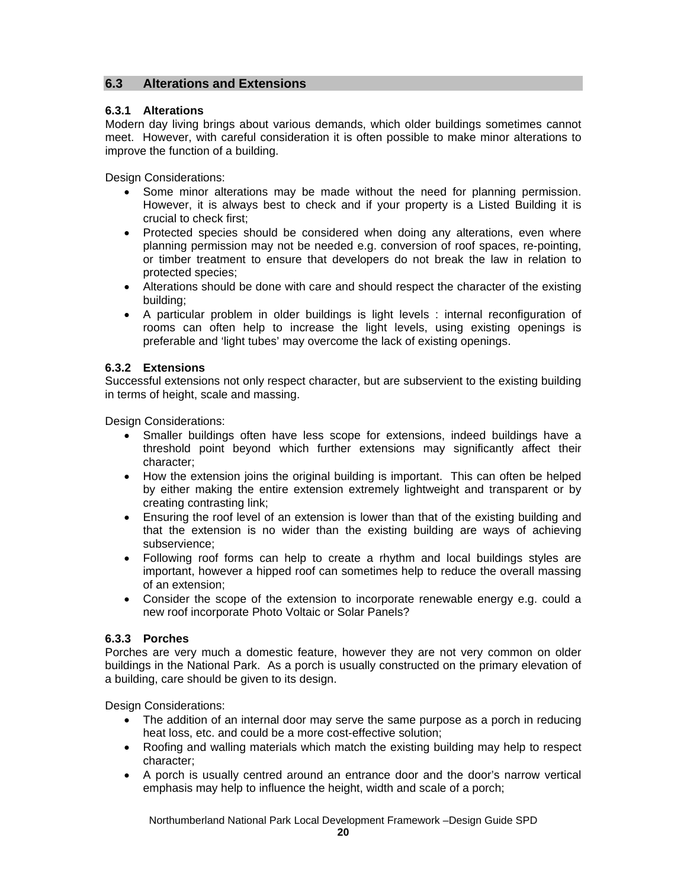## 6.3 Alterations and Extensions

### 6.3.1 Alterations

Modern day living brings about various demands, which older buildings sometimes cannot meet. However, with careful consideration it is often possible to make minor alterations to improve the function of a building.

Design Considerations:

- Some minor alterations may be made without the need for planning permission. However, it is always best to check and if your property is a Listed Building it is crucial to check first;
- Protected species should be considered when doing any alterations, even where planning permission may not be needed e.g. conversion of roof spaces, re-pointing, or timber treatment to ensure that developers do not break the law in relation to protected species;
- Alterations should be done with care and should respect the character of the existing building;
- A particular problem in older buildings is light levels : internal reconfiguration of rooms can often help to increase the light levels, using existing openings is preferable and 'light tubes' may overcome the lack of existing openings.

### 6.3.2 Extensions

Successful extensions not only respect character, but are subservient to the existing building in terms of height, scale and massing.

Design Considerations:

- Smaller buildings often have less scope for extensions, indeed buildings have a threshold point beyond which further extensions may significantly affect their character;
- How the extension joins the original building is important. This can often be helped by either making the entire extension extremely lightweight and transparent or by creating contrasting link;
- Ensuring the roof level of an extension is lower than that of the existing building and that the extension is no wider than the existing building are ways of achieving subservience;
- Following roof forms can help to create a rhythm and local buildings styles are important, however a hipped roof can sometimes help to reduce the overall massing of an extension;
- Consider the scope of the extension to incorporate renewable energy e.g. could a new roof incorporate Photo Voltaic or Solar Panels?

### 6.3.3 Porches

Porches are very much a domestic feature, however they are not very common on older buildings in the National Park. As a porch is usually constructed on the primary elevation of a building, care should be given to its design.

Design Considerations:

- The addition of an internal door may serve the same purpose as a porch in reducing heat loss, etc. and could be a more cost-effective solution;
- Roofing and walling materials which match the existing building may help to respect character;
- A porch is usually centred around an entrance door and the door's narrow vertical emphasis may help to influence the height, width and scale of a porch;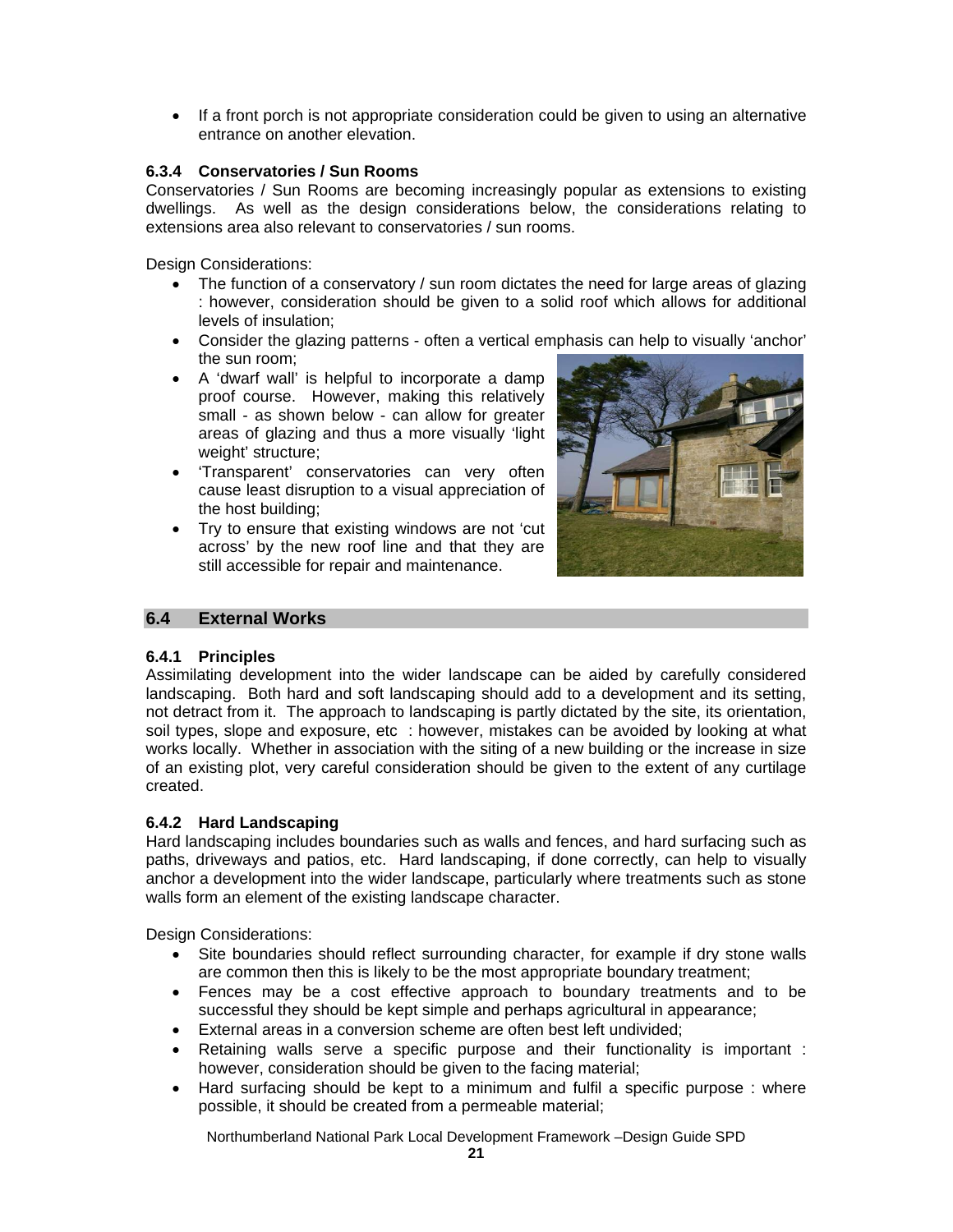- If a front porch is not appropriate consideration could be given to using an alternative entrance on another elevation.

### 6.3.4 Conservatories / Sun Rooms

Conservatories / Sun Rooms are becoming increasingly popular as extensions to existing dwellings. As well as the design considerations below, the considerations relating to extensions area also relevant to conservatories / sun rooms.

Design Considerations:

- The function of a conservatory / sun room dictates the need for large areas of glazing : however, consideration should be given to a solid roof which allows for additional levels of insulation;
- Consider the glazing patterns - often a vertical emphasis can help to visually 'anchor' the sun room;
- A 'dwarf wall' is helpful to incorporate a damp proof course. However, making this relatively small - as shown below - can allow for greater areas of glazing and thus a more visually 'light weight' structure;
- 'Transparent' conservatories can very often cause least disruption to a visual appreciation of the host building;
- Try to ensure that existing windows are not 'cut across' by the new roof line and that they are still accessible for repair and maintenance.

## 6.4 External Works

### 6.4.1 Principles

Assimilating development into the wider landscape can be aided by carefully considered landscaping. Both hard and soft landscaping should add to a development and its setting, not detract from it. The approach to landscaping is partly dictated by the site, its orientation, soil types, slope and exposure, etc : however, mistakes can be avoided by looking at what works locally. Whether in association with the siting of a new building or the increase in size of an existing plot, very careful consideration should be given to the extent of any curtilage created.

### 6.4.2 Hard Landscaping

Hard landscaping includes boundaries such as walls and fences, and hard surfacing such as paths, driveways and patios, etc. Hard landscaping, if done correctly, can help to visually anchor a development into the wider landscape, particularly where treatments such as stone walls form an element of the existing landscape character.

Design Considerations:

- Site boundaries should reflect surrounding character, for example if dry stone walls are common then this is likely to be the most appropriate boundary treatment;
- Fences may be a cost effective approach to boundary treatments and to be successful they should be kept simple and perhaps agricultural in appearance;
- External areas in a conversion scheme are often best left undivided;
- Retaining walls serve a specific purpose and their functionality is important : however, consideration should be given to the facing material;
- Hard surfacing should be kept to a minimum and fulfil a specific purpose : where possible, it should be created from a permeable material;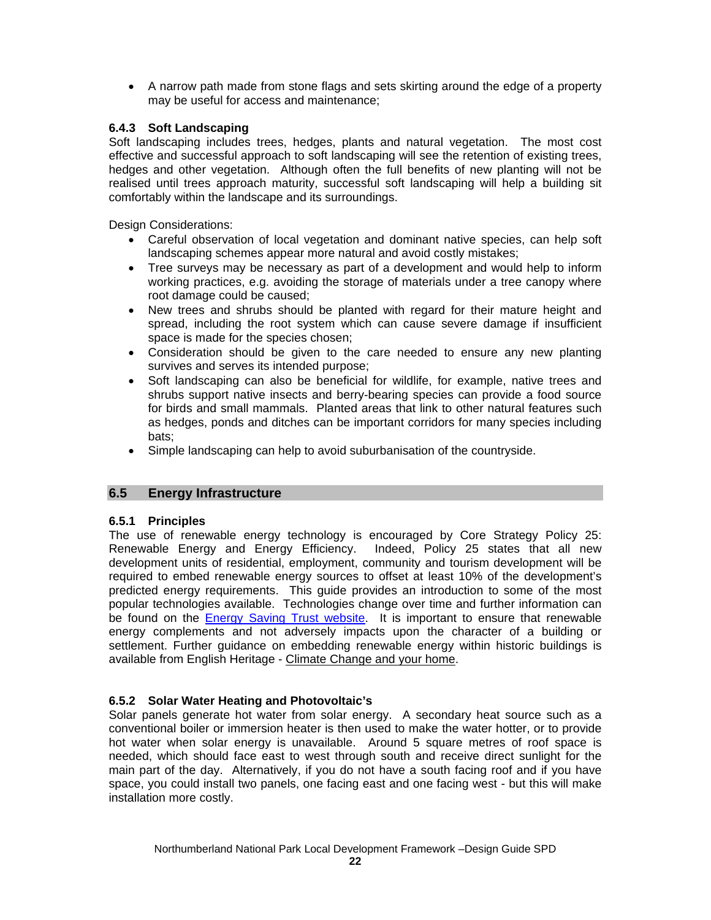- A narrow path made from stone flags and sets skirting around the edge of a property may be useful for access and maintenance;

### 6.4.3 Soft Landscaping

Soft landscaping includes trees, hedges, plants and natural vegetation. The most cost effective and successful approach to soft landscaping will see the retention of existing trees, hedges and other vegetation. Although often the full benefits of new planting will not be realised until trees approach maturity, successful soft landscaping will help a building sit comfortably within the landscape and its surroundings.

Design Considerations:

- Careful observation of local vegetation and dominant native species, can help soft landscaping schemes appear more natural and avoid costly mistakes;
- Tree surveys may be necessary as part of a development and would help to inform working practices, e.g. avoiding the storage of materials under a tree canopy where root damage could be caused;
- New trees and shrubs should be planted with regard for their mature height and spread, including the root system which can cause severe damage if insufficient space is made for the species chosen;
- Consideration should be given to the care needed to ensure any new planting survives and serves its intended purpose;
- Soft landscaping can also be beneficial for wildlife, for example, native trees and shrubs support native insects and berry-bearing species can provide a food source for birds and small mammals. Planted areas that link to other natural features such as hedges, ponds and ditches can be important corridors for many species including bats;
- Simple landscaping can help to avoid suburbanisation of the countryside.

## 6.5 Energy Infrastructure

### 6.5.1 Principles

The use of renewable energy technology is encouraged by Core Strategy Policy 25: Renewable Energy and Energy Efficiency. Indeed, Policy 25 states that all new development units of residential, employment, community and tourism development will be required to embed renewable energy sources to offset at least 10% of the development's predicted energy requirements. This guide provides an introduction to some of the most popular technologies available. Technologies change over time and further information can be found on the Energy Saving Trust website. It is important to ensure that renewable energy complements and not adversely impacts upon the character of a building or settlement. Further guidance on embedding renewable energy within historic buildings is available from English Heritage - Climate Change and your home.

### 6.5.2 Solar Water Heating and Photovoltaic's

Solar panels generate hot water from solar energy. A secondary heat source such as a conventional boiler or immersion heater is then used to make the water hotter, or to provide hot water when solar energy is unavailable. Around 5 square metres of roof space is needed, which should face east to west through south and receive direct sunlight for the main part of the day. Alternatively, if you do not have a south facing roof and if you have space, you could install two panels, one facing east and one facing west - but this will make installation more costly.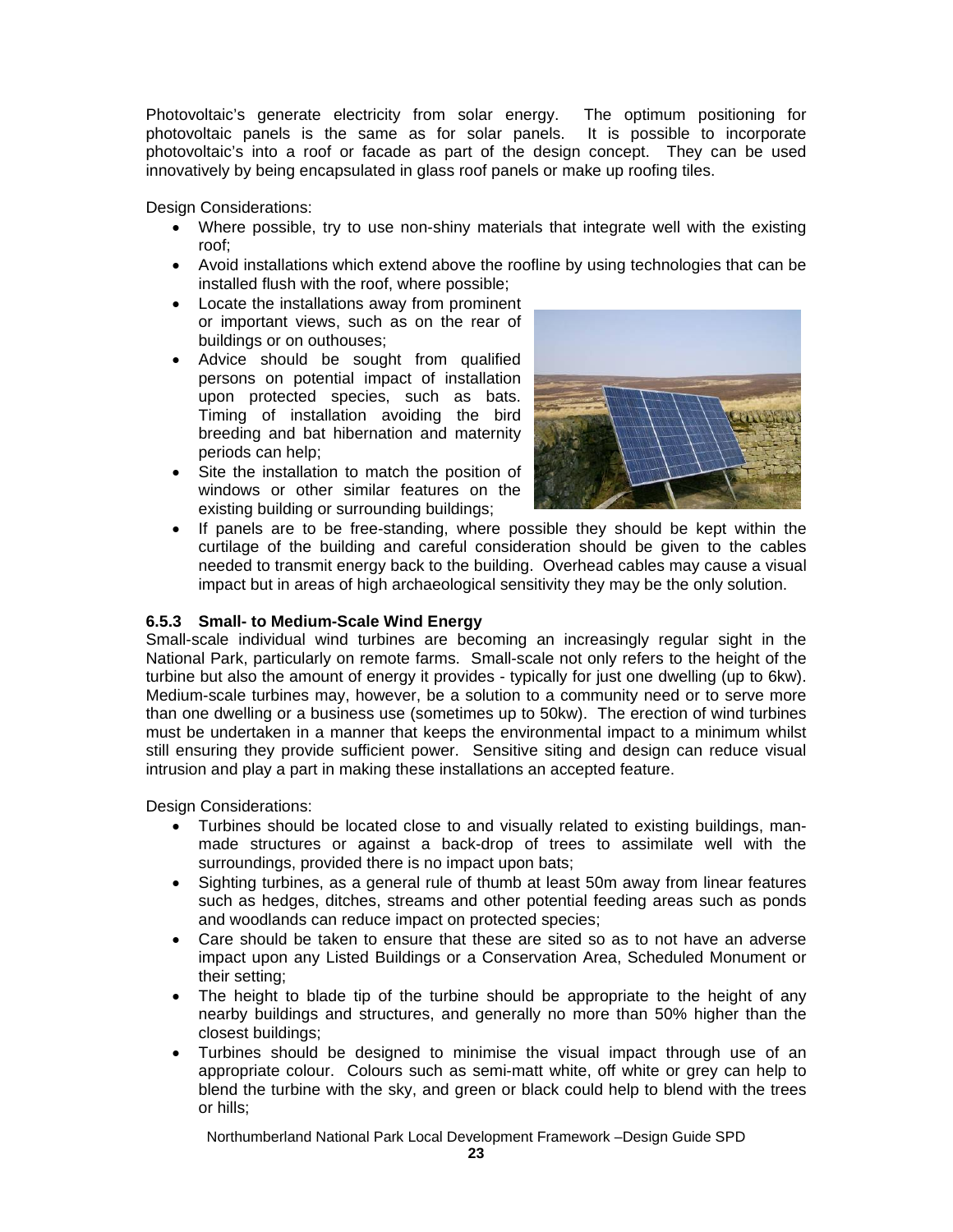Photovoltaic's generate electricity from solar energy. The optimum positioning for photovoltaic panels is the same as for solar panels. It is possible to incorporate photovoltaic's into a roof or facade as part of the design concept. They can be used innovatively by being encapsulated in glass roof panels or make up roofing tiles.

Design Considerations:

- Where possible, try to use non-shiny materials that integrate well with the existing roof;
- Avoid installations which extend above the roofline by using technologies that can be installed flush with the roof, where possible;
- Locate the installations away from prominent or important views, such as on the rear of buildings or on outhouses;
- Advice should be sought from qualified persons on potential impact of installation upon protected species, such as bats. Timing of installation avoiding the bird breeding and bat hibernation and maternity periods can help;
- Site the installation to match the position of windows or other similar features on the existing building or surrounding buildings;
- If panels are to be free-standing, where possible they should be kept within the curtilage of the building and careful consideration should be given to the cables needed to transmit energy back to the building. Overhead cables may cause a visual impact but in areas of high archaeological sensitivity they may be the only solution.

### 6.5.3 Small- to Medium-Scale Wind Energy

Small-scale individual wind turbines are becoming an increasingly regular sight in the National Park, particularly on remote farms. Small-scale not only refers to the height of the turbine but also the amount of energy it provides - typically for just one dwelling (up to 6kw). Medium-scale turbines may, however, be a solution to a community need or to serve more than one dwelling or a business use (sometimes up to 50kw). The erection of wind turbines must be undertaken in a manner that keeps the environmental impact to a minimum whilst still ensuring they provide sufficient power. Sensitive siting and design can reduce visual intrusion and play a part in making these installations an accepted feature.

Design Considerations:

- Turbines should be located close to and visually related to existing buildings, man-made structures or against a back-drop of trees to assimilate well with the surroundings, provided there is no impact upon bats;
- Sighting turbines, as a general rule of thumb at least 50m away from linear features such as hedges, ditches, streams and other potential feeding areas such as ponds and woodlands can reduce impact on protected species;
- Care should be taken to ensure that these are sited so as to not have an adverse impact upon any Listed Buildings or a Conservation Area, Scheduled Monument or their setting;
- The height to blade tip of the turbine should be appropriate to the height of any nearby buildings and structures, and generally no more than 50% higher than the closest buildings;
- Turbines should be designed to minimise the visual impact through use of an appropriate colour. Colours such as semi-matt white, off white or grey can help to blend the turbine with the sky, and green or black could help to blend with the trees or hills;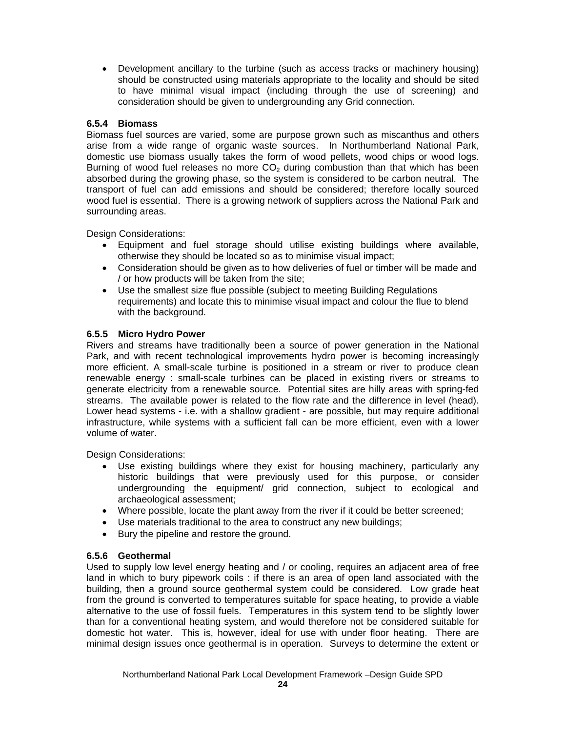- Development ancillary to the turbine (such as access tracks or machinery housing) should be constructed using materials appropriate to the locality and should be sited to have minimal visual impact (including through the use of screening) and consideration should be given to undergrounding any Grid connection.

### 6.5.4 Biomass

Biomass fuel sources are varied, some are purpose grown such as miscanthus and others arise from a wide range of organic waste sources. In Northumberland National Park, domestic use biomass usually takes the form of wood pellets, wood chips or wood logs. Burning of wood fuel releases no more $CO_2$ during combustion than that which has been absorbed during the growing phase, so the system is considered to be carbon neutral. The transport of fuel can add emissions and should be considered; therefore locally sourced wood fuel is essential. There is a growing network of suppliers across the National Park and surrounding areas.

Design Considerations:

- Equipment and fuel storage should utilise existing buildings where available, otherwise they should be located so as to minimise visual impact;
- Consideration should be given as to how deliveries of fuel or timber will be made and / or how products will be taken from the site;
- Use the smallest size flue possible (subject to meeting Building Regulations requirements) and locate this to minimise visual impact and colour the flue to blend with the background.

### 6.5.5 Micro Hydro Power

Rivers and streams have traditionally been a source of power generation in the National Park, and with recent technological improvements hydro power is becoming increasingly more efficient. A small-scale turbine is positioned in a stream or river to produce clean renewable energy : small-scale turbines can be placed in existing rivers or streams to generate electricity from a renewable source. Potential sites are hilly areas with spring-fed streams. The available power is related to the flow rate and the difference in level (head). Lower head systems - i.e. with a shallow gradient - are possible, but may require additional infrastructure, while systems with a sufficient fall can be more efficient, even with a lower volume of water.

Design Considerations:

- Use existing buildings where they exist for housing machinery, particularly any historic buildings that were previously used for this purpose, or consider undergrounding the equipment/ grid connection, subject to ecological and archaeological assessment;
- Where possible, locate the plant away from the river if it could be better screened;
- Use materials traditional to the area to construct any new buildings;
- Bury the pipeline and restore the ground.

### 6.5.6 Geothermal

Used to supply low level energy heating and / or cooling, requires an adjacent area of free land in which to bury pipework coils : if there is an area of open land associated with the building, then a ground source geothermal system could be considered. Low grade heat from the ground is converted to temperatures suitable for space heating, to provide a viable alternative to the use of fossil fuels. Temperatures in this system tend to be slightly lower than for a conventional heating system, and would therefore not be considered suitable for domestic hot water. This is, however, ideal for use with under floor heating. There are minimal design issues once geothermal is in operation. Surveys to determine the extent or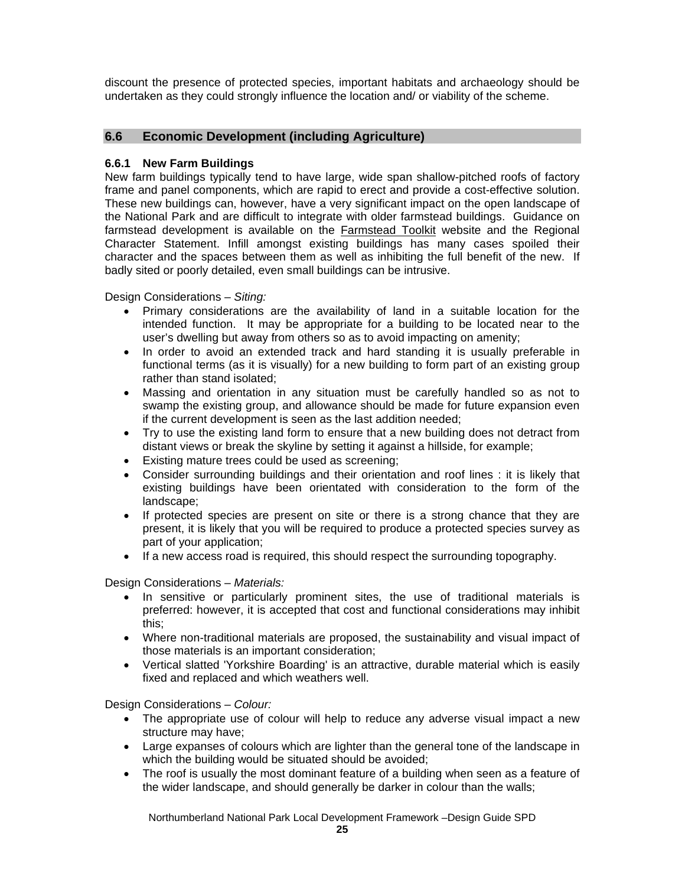discount the presence of protected species, important habitats and archaeology should be undertaken as they could strongly influence the location and/ or viability of the scheme.

## 6.6 Economic Development (including Agriculture)

### 6.6.1 New Farm Buildings

New farm buildings typically tend to have large, wide span shallow-pitched roofs of factory frame and panel components, which are rapid to erect and provide a cost-effective solution. These new buildings can, however, have a very significant impact on the open landscape of the National Park and are difficult to integrate with older farmstead buildings. Guidance on farmstead development is available on the Farmstead Toolkit website and the Regional Character Statement. Infill amongst existing buildings has many cases spoiled their character and the spaces between them as well as inhibiting the full benefit of the new. If badly sited or poorly detailed, even small buildings can be intrusive.

Design Considerations – *Siting:*

- Primary considerations are the availability of land in a suitable location for the intended function. It may be appropriate for a building to be located near to the user's dwelling but away from others so as to avoid impacting on amenity;
- In order to avoid an extended track and hard standing it is usually preferable in functional terms (as it is visually) for a new building to form part of an existing group rather than stand isolated;
- Massing and orientation in any situation must be carefully handled so as not to swamp the existing group, and allowance should be made for future expansion even if the current development is seen as the last addition needed;
- Try to use the existing land form to ensure that a new building does not detract from distant views or break the skyline by setting it against a hillside, for example;
- Existing mature trees could be used as screening;
- Consider surrounding buildings and their orientation and roof lines : it is likely that existing buildings have been orientated with consideration to the form of the landscape;
- If protected species are present on site or there is a strong chance that they are present, it is likely that you will be required to produce a protected species survey as part of your application;
- If a new access road is required, this should respect the surrounding topography.

Design Considerations – *Materials:*

- In sensitive or particularly prominent sites, the use of traditional materials is preferred: however, it is accepted that cost and functional considerations may inhibit this;
- Where non-traditional materials are proposed, the sustainability and visual impact of those materials is an important consideration;
- Vertical slatted 'Yorkshire Boarding' is an attractive, durable material which is easily fixed and replaced and which weathers well.

Design Considerations – *Colour:*

- The appropriate use of colour will help to reduce any adverse visual impact a new structure may have;
- Large expanses of colours which are lighter than the general tone of the landscape in which the building would be situated should be avoided;
- The roof is usually the most dominant feature of a building when seen as a feature of the wider landscape, and should generally be darker in colour than the walls;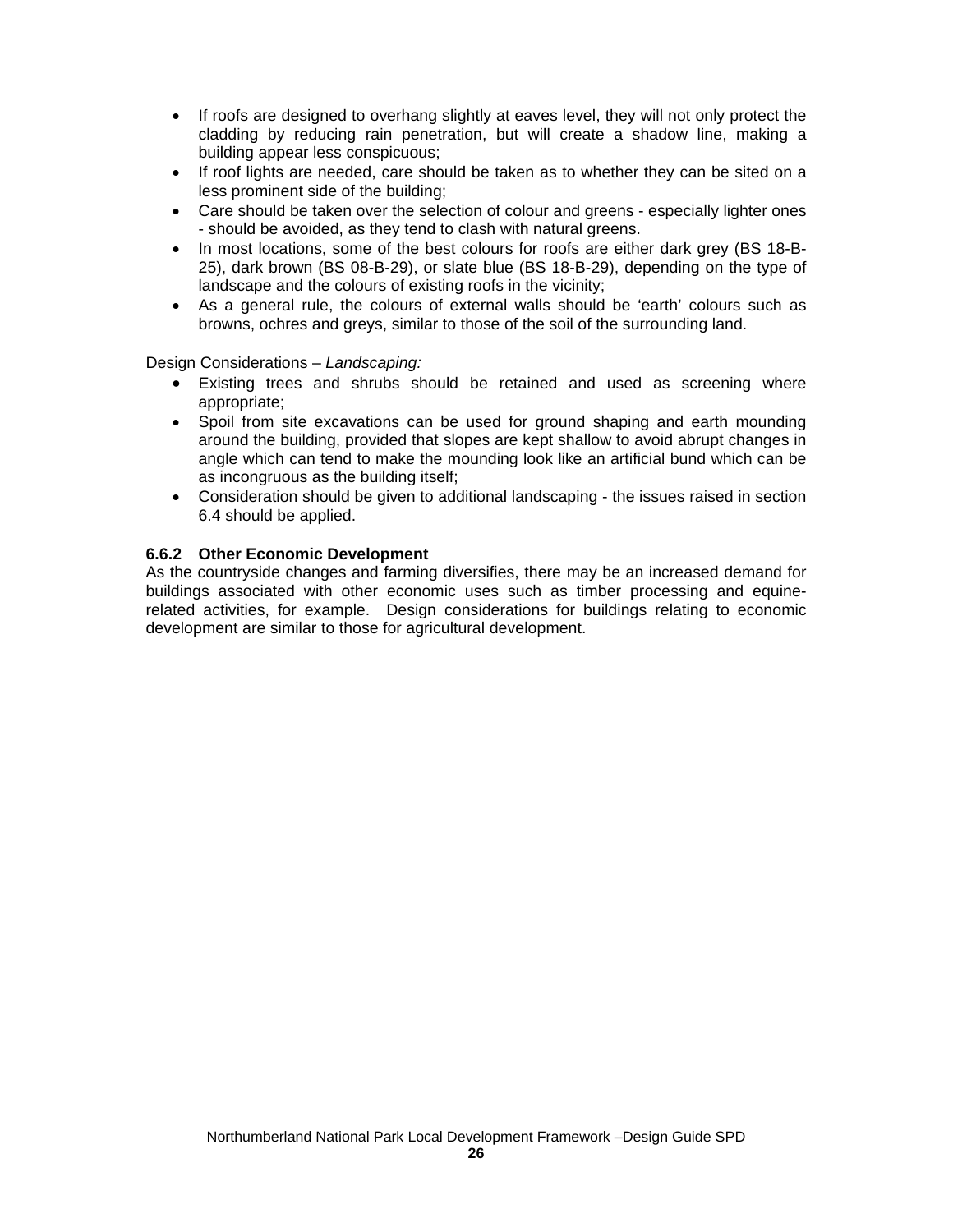- If roofs are designed to overhang slightly at eaves level, they will not only protect the cladding by reducing rain penetration, but will create a shadow line, making a building appear less conspicuous;
- If roof lights are needed, care should be taken as to whether they can be sited on a less prominent side of the building;
- Care should be taken over the selection of colour and greens - especially lighter ones - should be avoided, as they tend to clash with natural greens.
- In most locations, some of the best colours for roofs are either dark grey (BS 18-B-25), dark brown (BS 08-B-29), or slate blue (BS 18-B-29), depending on the type of landscape and the colours of existing roofs in the vicinity;
- As a general rule, the colours of external walls should be 'earth' colours such as browns, ochres and greys, similar to those of the soil of the surrounding land.

Design Considerations – *Landscaping:*

- Existing trees and shrubs should be retained and used as screening where appropriate;
- Spoil from site excavations can be used for ground shaping and earth mounding around the building, provided that slopes are kept shallow to avoid abrupt changes in angle which can tend to make the mounding look like an artificial bund which can be as incongruous as the building itself;
- Consideration should be given to additional landscaping - the issues raised in section 6.4 should be applied.

### 6.6.2 Other Economic Development

As the countryside changes and farming diversifies, there may be an increased demand for buildings associated with other economic uses such as timber processing and equine-related activities, for example. Design considerations for buildings relating to economic development are similar to those for agricultural development.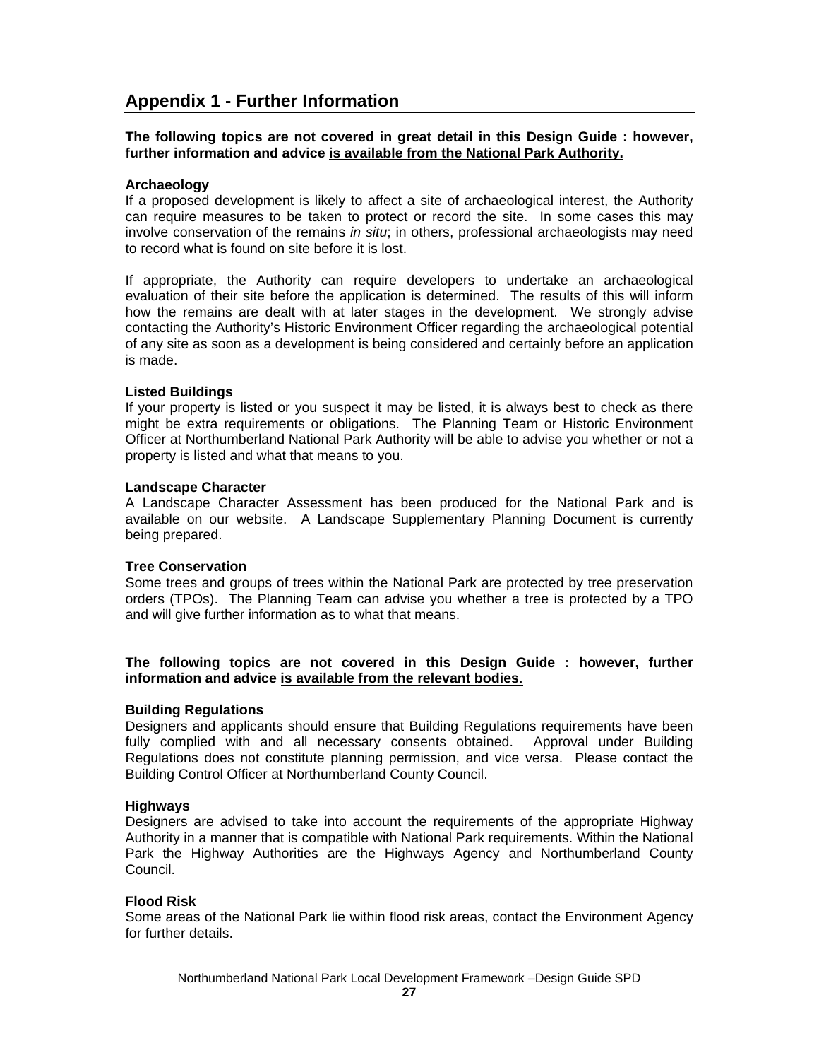## Appendix 1 - Further Information

**The following topics are not covered in great detail in this Design Guide : however, further information and advice <u>is available from the National Park Authority.</u>**

**Archaeology**

If a proposed development is likely to affect a site of archaeological interest, the Authority can require measures to be taken to protect or record the site. In some cases this may involve conservation of the remains *in situ*; in others, professional archaeologists may need to record what is found on site before it is lost.

If appropriate, the Authority can require developers to undertake an archaeological evaluation of their site before the application is determined. The results of this will inform how the remains are dealt with at later stages in the development. We strongly advise contacting the Authority's Historic Environment Officer regarding the archaeological potential of any site as soon as a development is being considered and certainly before an application is made.

**Listed Buildings**

If your property is listed or you suspect it may be listed, it is always best to check as there might be extra requirements or obligations. The Planning Team or Historic Environment Officer at Northumberland National Park Authority will be able to advise you whether or not a property is listed and what that means to you.

**Landscape Character**

A Landscape Character Assessment has been produced for the National Park and is available on our website. A Landscape Supplementary Planning Document is currently being prepared.

**Tree Conservation**

Some trees and groups of trees within the National Park are protected by tree preservation orders (TPOs). The Planning Team can advise you whether a tree is protected by a TPO and will give further information as to what that means.

**The following topics are not covered in this Design Guide : however, further information and advice <u>is available from the relevant bodies.</u>**

**Building Regulations**

Designers and applicants should ensure that Building Regulations requirements have been fully complied with and all necessary consents obtained. Approval under Building Regulations does not constitute planning permission, and vice versa. Please contact the Building Control Officer at Northumberland County Council.

**Highways**

Designers are advised to take into account the requirements of the appropriate Highway Authority in a manner that is compatible with National Park requirements. Within the National Park the Highway Authorities are the Highways Agency and Northumberland County Council.

**Flood Risk**

Some areas of the National Park lie within flood risk areas, contact the Environment Agency for further details.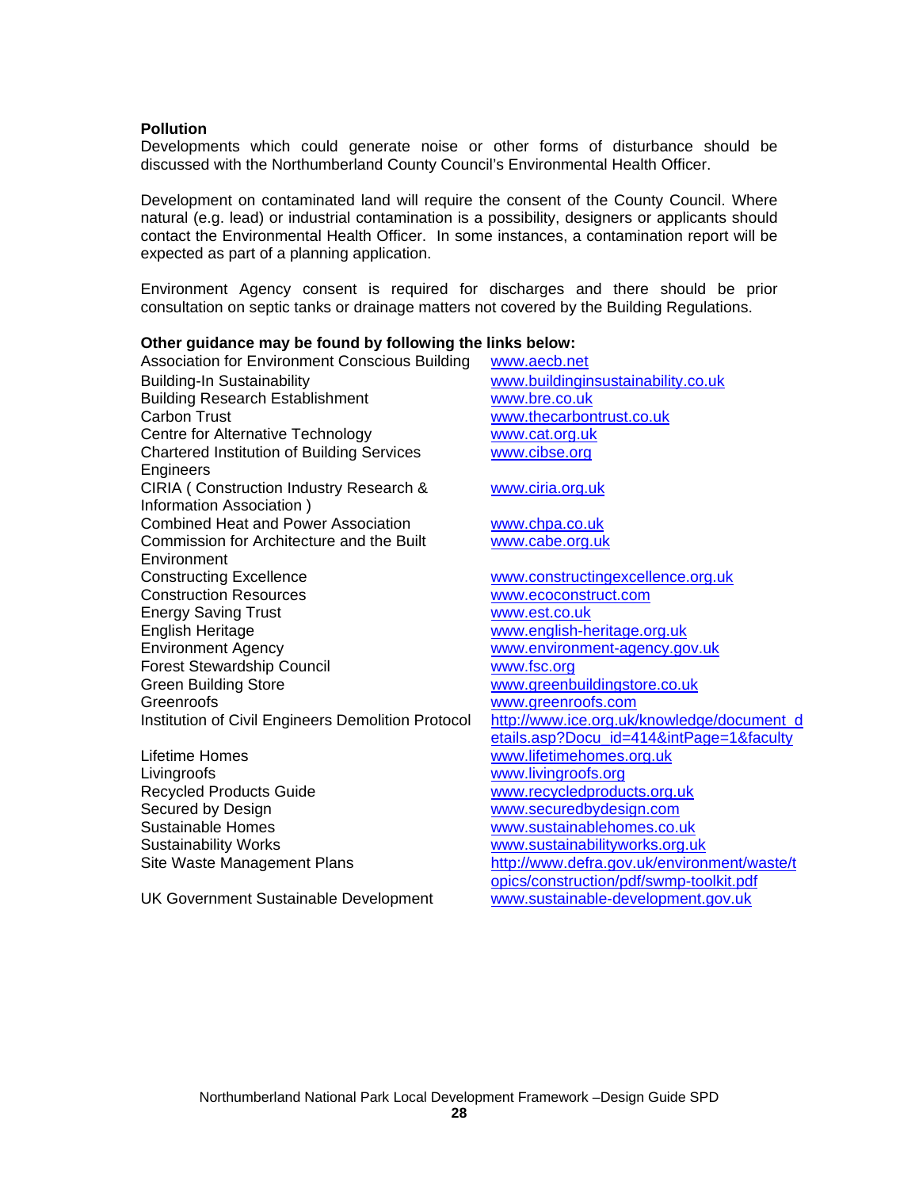**Pollution**

Developments which could generate noise or other forms of disturbance should be discussed with the Northumberland County Council's Environmental Health Officer.

Development on contaminated land will require the consent of the County Council. Where natural (e.g. lead) or industrial contamination is a possibility, designers or applicants should contact the Environmental Health Officer. In some instances, a contamination report will be expected as part of a planning application.

Environment Agency consent is required for discharges and there should be prior consultation on septic tanks or drainage matters not covered by the Building Regulations.

**Other guidance may be found by following the links below:**

| | |
|---|---|
| Association for Environment Conscious Building | www.aecb.net |
| Building-In Sustainability | www.buildinginsustainability.co.uk |
| Building Research Establishment | www.bre.co.uk |
| Carbon Trust | www.thecarbontrust.co.uk |
| Centre for Alternative Technology | www.cat.org.uk |
| Chartered Institution of Building Services Engineers | www.cibse.org |
| CIRIA ( Construction Industry Research & Information Association ) | www.ciria.org.uk |
| Combined Heat and Power Association | www.chpa.co.uk |
| Commission for Architecture and the Built Environment | www.cabe.org.uk |
| Constructing Excellence | www.constructingexcellence.org.uk |
| Construction Resources | www.ecoconstruct.com |
| Energy Saving Trust | www.est.co.uk |
| English Heritage | www.english-heritage.org.uk |
| Environment Agency | www.environment-agency.gov.uk |
| Forest Stewardship Council | www.fsc.org |
| Green Building Store | www.greenbuildingstore.co.uk |
| Greenroofs | www.greenroofs.com |
| Institution of Civil Engineers Demolition Protocol | http://www.ice.org.uk/knowledge/document_details.asp?Docu_id=414&intPage=1&faculty |
| Lifetime Homes | www.lifetimehomes.org.uk |
| Livingroofs | www.livingroofs.org |
| Recycled Products Guide | www.recycledproducts.org.uk |
| Secured by Design | www.securedbydesign.com |
| Sustainable Homes | www.sustainablehomes.co.uk |
| Sustainability Works | www.sustainabilityworks.org.uk |
| Site Waste Management Plans | http://www.defra.gov.uk/environment/waste/topics/construction/pdf/swmp-toolkit.pdf |
| UK Government Sustainable Development | www.sustainable-development.gov.uk |